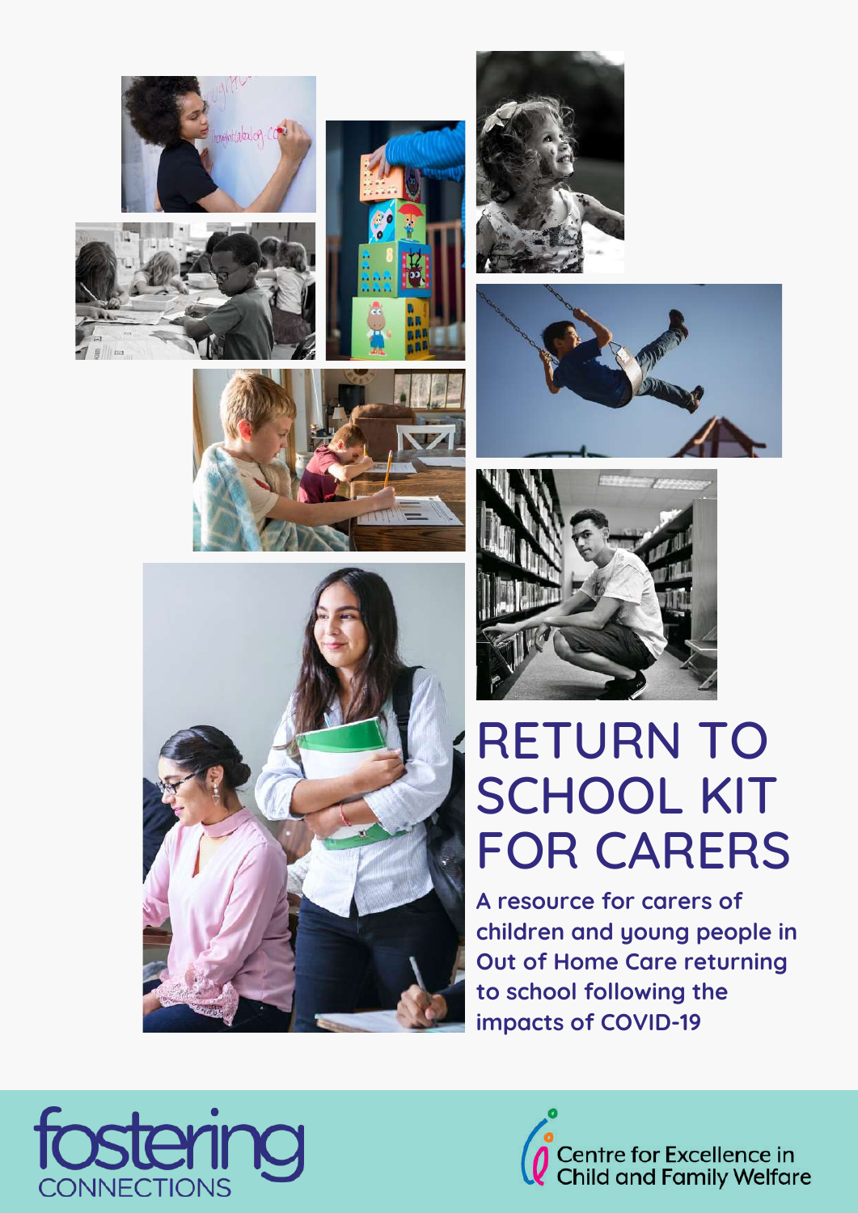# RETURN TO SCHOOL KIT FOR CARERS

**A resource for carers of children and young people in Out of Home Care returning to school following the impacts of COVID-19**

fostering CONNECTIONS

Centre for Excellence in Child and Family Welfare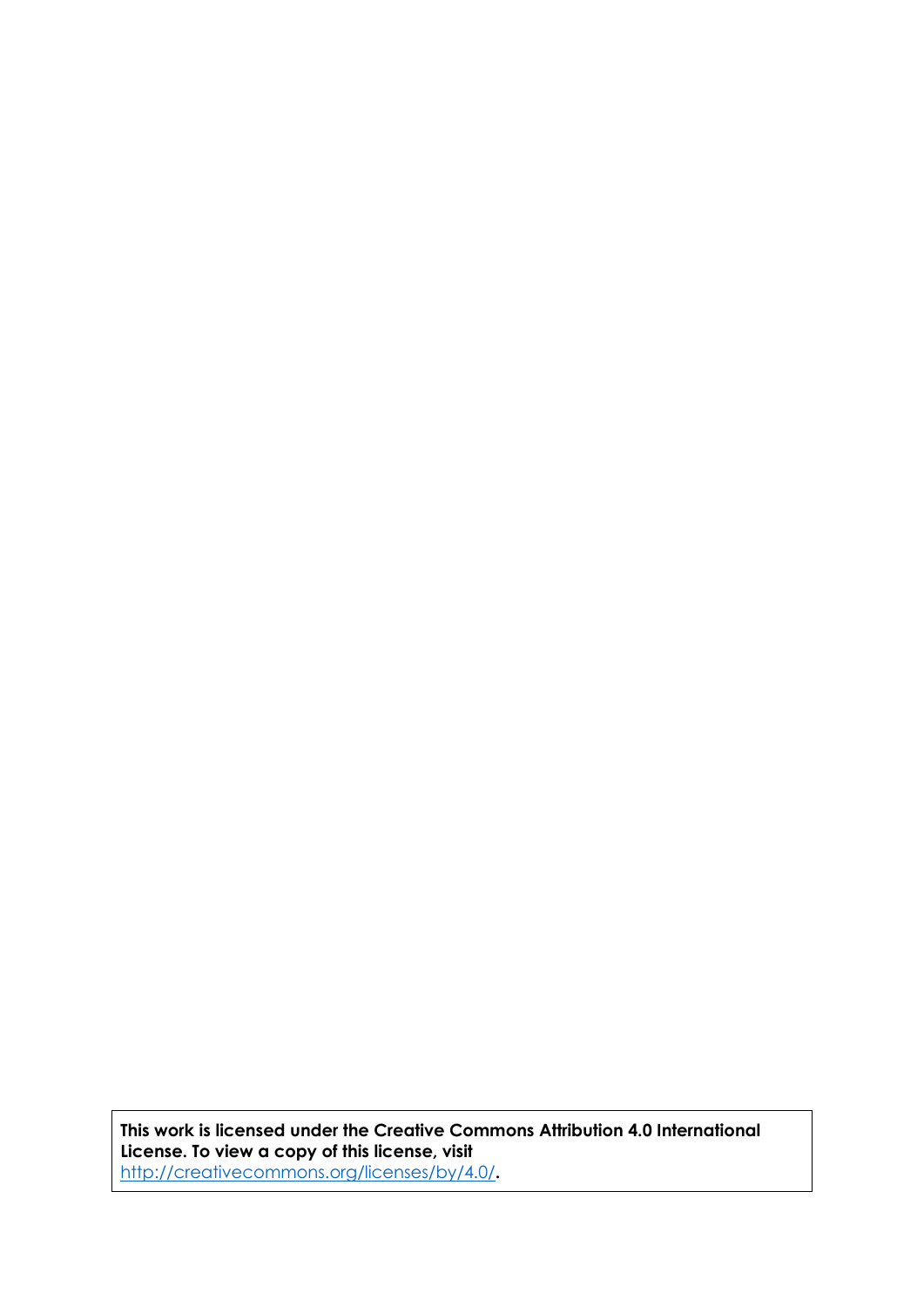**This work is licensed under the Creative Commons Attribution 4.0 International License. To view a copy of this license, visit** [http://creativecommons.org/licenses/by/4.0/](http://creativecommons.org/licenses/by/4.0/)**.**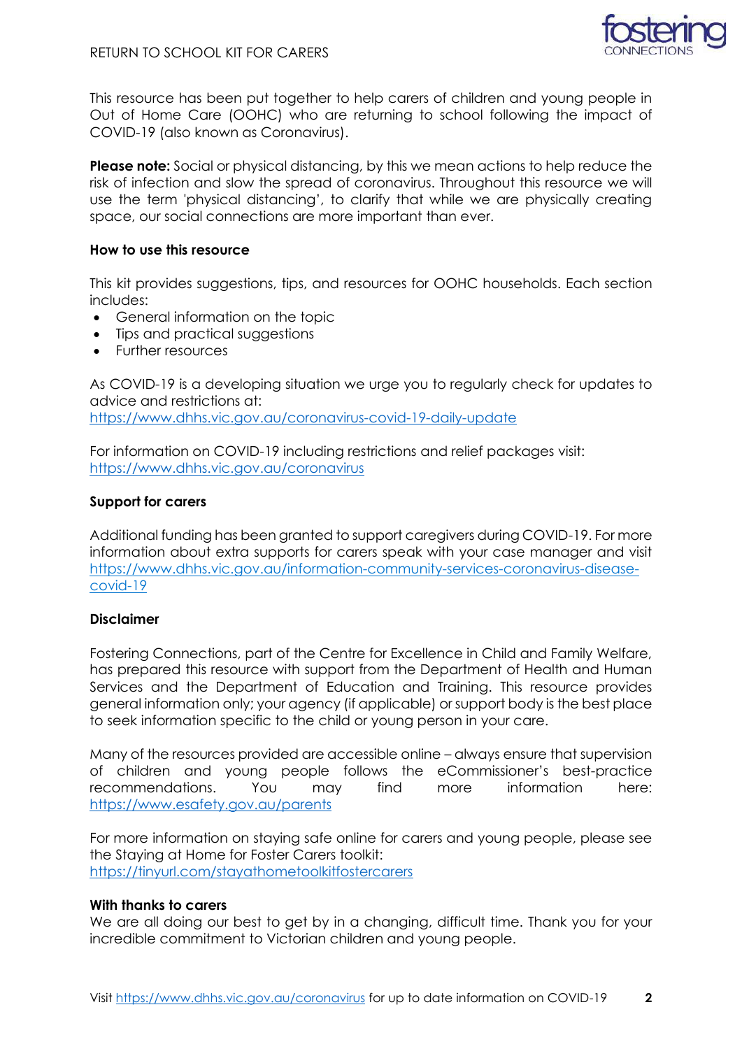This resource has been put together to help carers of children and young people in Out of Home Care (OOHC) who are returning to school following the impact of COVID-19 (also known as Coronavirus).

**Please note:** Social or physical distancing, by this we mean actions to help reduce the risk of infection and slow the spread of coronavirus. Throughout this resource we will use the term 'physical distancing', to clarify that while we are physically creating space, our social connections are more important than ever.

### How to use this resource

This kit provides suggestions, tips, and resources for OOHC households. Each section includes:

- General information on the topic
- Tips and practical suggestions
- Further resources

As COVID-19 is a developing situation we urge you to regularly check for updates to advice and restrictions at:
https://www.dhhs.vic.gov.au/coronavirus-covid-19-daily-update

For information on COVID-19 including restrictions and relief packages visit:
https://www.dhhs.vic.gov.au/coronavirus

### Support for carers

Additional funding has been granted to support caregivers during COVID-19. For more information about extra supports for carers speak with your case manager and visit https://www.dhhs.vic.gov.au/information-community-services-coronavirus-disease-covid-19

### Disclaimer

Fostering Connections, part of the Centre for Excellence in Child and Family Welfare, has prepared this resource with support from the Department of Health and Human Services and the Department of Education and Training. This resource provides general information only; your agency (if applicable) or support body is the best place to seek information specific to the child or young person in your care.

Many of the resources provided are accessible online – always ensure that supervision of children and young people follows the eCommissioner's best-practice recommendations. You may find more information here: https://www.esafety.gov.au/parents

For more information on staying safe online for carers and young people, please see the Staying at Home for Foster Carers toolkit:
https://tinyurl.com/stayathometoolkitfostercarers

### With thanks to carers

We are all doing our best to get by in a changing, difficult time. Thank you for your incredible commitment to Victorian children and young people.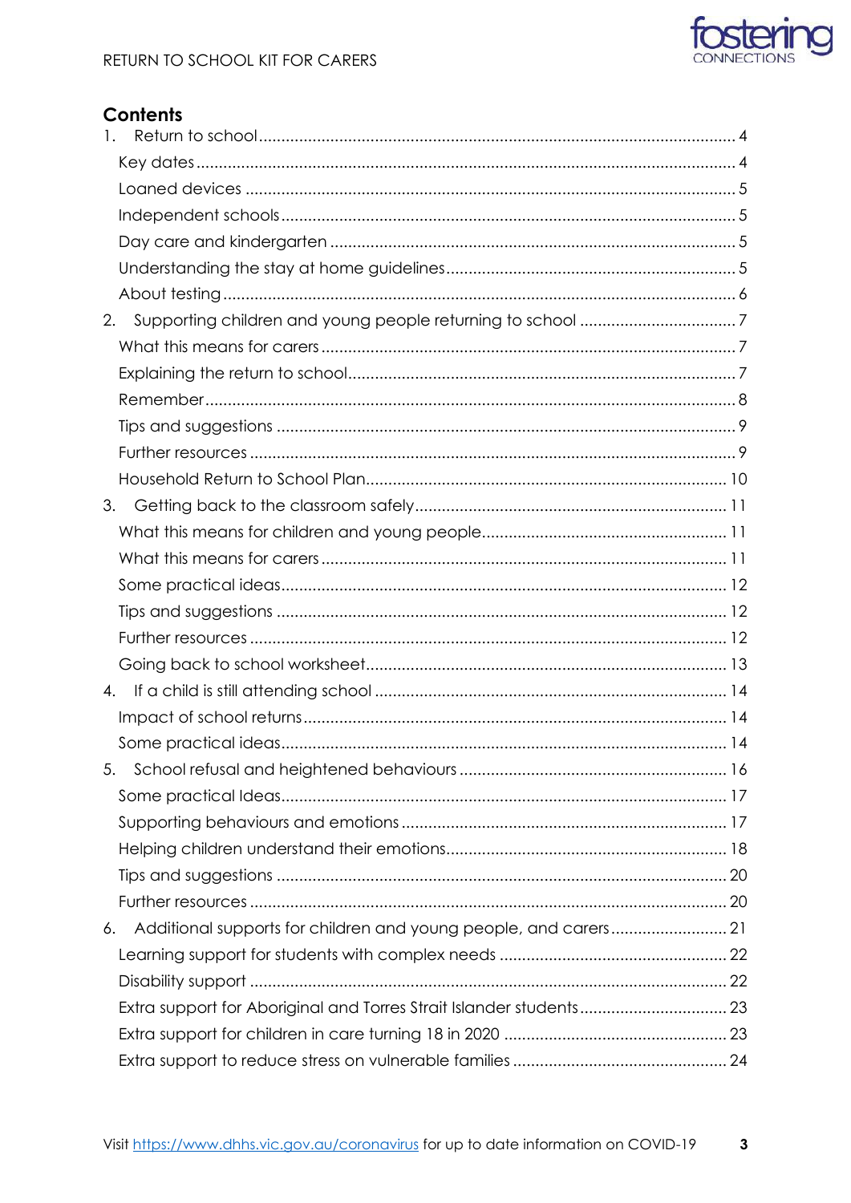## Contents

1. Return to school ..... 4
   - Key dates ..... 4
   - Loaned devices ..... 5
   - Independent schools ..... 5
   - Day care and kindergarten ..... 5
   - Understanding the stay at home guidelines ..... 5
   - About testing ..... 6
2. Supporting children and young people returning to school ..... 7
   - What this means for carers ..... 7
   - Explaining the return to school ..... 7
   - Remember ..... 8
   - Tips and suggestions ..... 9
   - Further resources ..... 9
   - Household Return to School Plan ..... 10
3. Getting back to the classroom safely ..... 11
   - What this means for children and young people ..... 11
   - What this means for carers ..... 11
   - Some practical ideas ..... 12
   - Tips and suggestions ..... 12
   - Further resources ..... 12
   - Going back to school worksheet ..... 13
4. If a child is still attending school ..... 14
   - Impact of school returns ..... 14
   - Some practical ideas ..... 14
5. School refusal and heightened behaviours ..... 16
   - Some practical Ideas ..... 17
   - Supporting behaviours and emotions ..... 17
   - Helping children understand their emotions ..... 18
   - Tips and suggestions ..... 20
   - Further resources ..... 20
6. Additional supports for children and young people, and carers ..... 21
   - Learning support for students with complex needs ..... 22
   - Disability support ..... 22
   - Extra support for Aboriginal and Torres Strait Islander students ..... 23
   - Extra support for children in care turning 18 in 2020 ..... 23
   - Extra support to reduce stress on vulnerable families ..... 24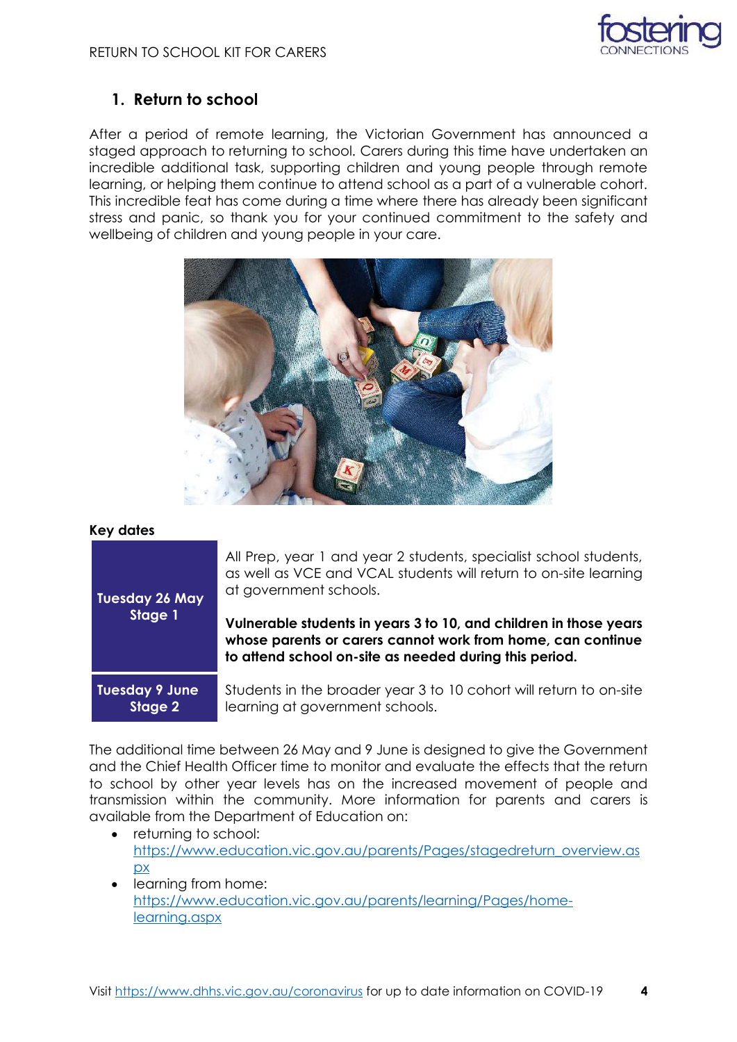## 1. Return to school

After a period of remote learning, the Victorian Government has announced a staged approach to returning to school. Carers during this time have undertaken an incredible additional task, supporting children and young people through remote learning, or helping them continue to attend school as a part of a vulnerable cohort. This incredible feat has come during a time where there has already been significant stress and panic, so thank you for your continued commitment to the safety and wellbeing of children and young people in your care.

**Key dates**

| | |
|---|---|
| **Tuesday 26 May Stage 1** | All Prep, year 1 and year 2 students, specialist school students, as well as VCE and VCAL students will return to on-site learning at government schools.<br><br>**Vulnerable students in years 3 to 10, and children in those years whose parents or carers cannot work from home, can continue to attend school on-site as needed during this period.** |
| **Tuesday 9 June Stage 2** | Students in the broader year 3 to 10 cohort will return to on-site learning at government schools. |

The additional time between 26 May and 9 June is designed to give the Government and the Chief Health Officer time to monitor and evaluate the effects that the return to school by other year levels has on the increased movement of people and transmission within the community. More information for parents and carers is available from the Department of Education on:

- returning to school: https://www.education.vic.gov.au/parents/Pages/stagedreturn_overview.aspx
- learning from home: https://www.education.vic.gov.au/parents/learning/Pages/home-learning.aspx

Visit https://www.dhhs.vic.gov.au/coronavirus for up to date information on COVID-19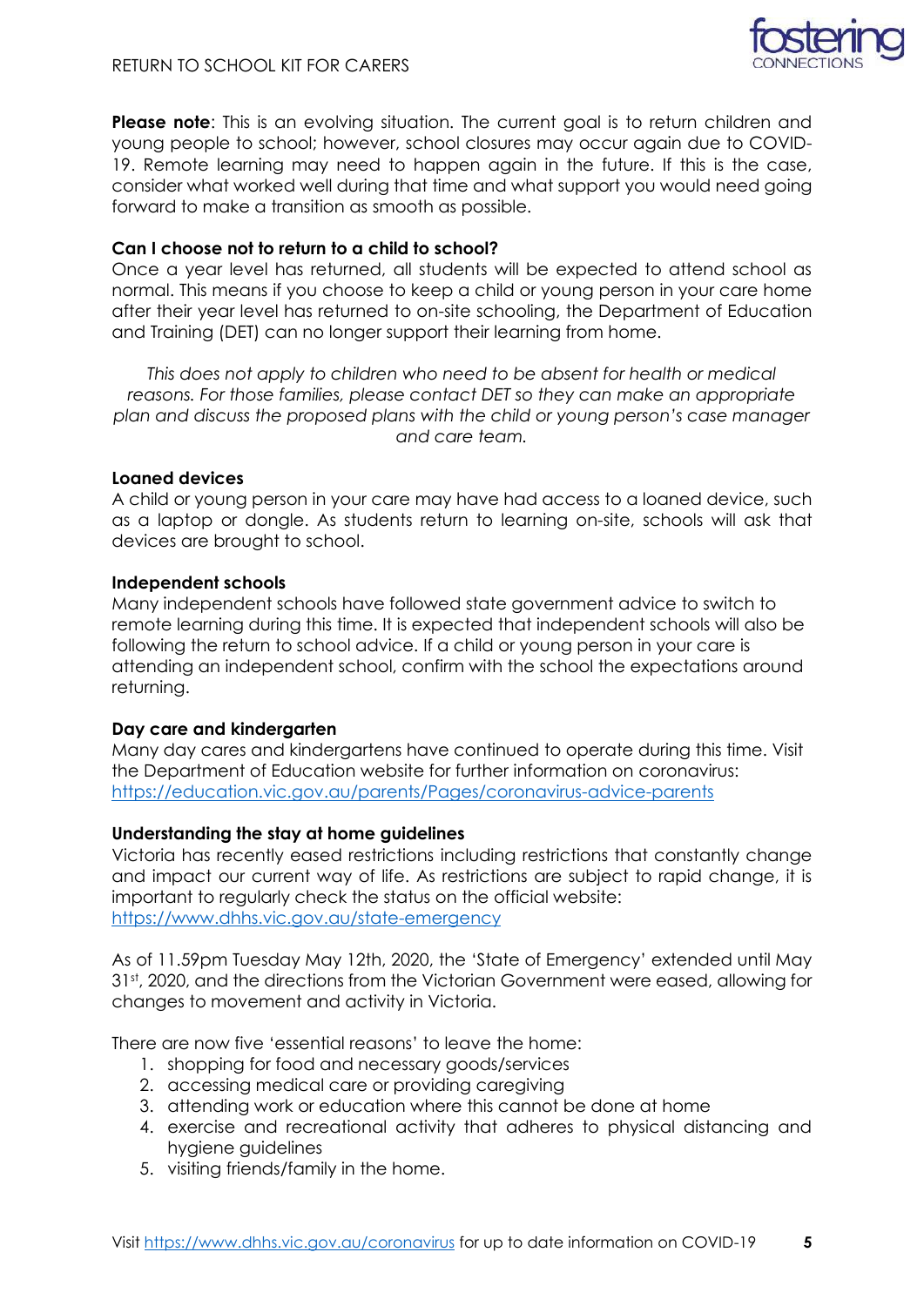**Please note**: This is an evolving situation. The current goal is to return children and young people to school; however, school closures may occur again due to COVID-19. Remote learning may need to happen again in the future. If this is the case, consider what worked well during that time and what support you would need going forward to make a transition as smooth as possible.

**Can I choose not to return to a child to school?**

Once a year level has returned, all students will be expected to attend school as normal. This means if you choose to keep a child or young person in your care home after their year level has returned to on-site schooling, the Department of Education and Training (DET) can no longer support their learning from home.

*This does not apply to children who need to be absent for health or medical reasons. For those families, please contact DET so they can make an appropriate plan and discuss the proposed plans with the child or young person's case manager and care team.*

**Loaned devices**

A child or young person in your care may have had access to a loaned device, such as a laptop or dongle. As students return to learning on-site, schools will ask that devices are brought to school.

**Independent schools**

Many independent schools have followed state government advice to switch to remote learning during this time. It is expected that independent schools will also be following the return to school advice. If a child or young person in your care is attending an independent school, confirm with the school the expectations around returning.

**Day care and kindergarten**

Many day cares and kindergartens have continued to operate during this time. Visit the Department of Education website for further information on coronavirus: https://education.vic.gov.au/parents/Pages/coronavirus-advice-parents

**Understanding the stay at home guidelines**

Victoria has recently eased restrictions including restrictions that constantly change and impact our current way of life. As restrictions are subject to rapid change, it is important to regularly check the status on the official website: https://www.dhhs.vic.gov.au/state-emergency

As of 11.59pm Tuesday May 12th, 2020, the 'State of Emergency' extended until May 31st, 2020, and the directions from the Victorian Government were eased, allowing for changes to movement and activity in Victoria.

There are now five 'essential reasons' to leave the home:

1. shopping for food and necessary goods/services
2. accessing medical care or providing caregiving
3. attending work or education where this cannot be done at home
4. exercise and recreational activity that adheres to physical distancing and hygiene guidelines
5. visiting friends/family in the home.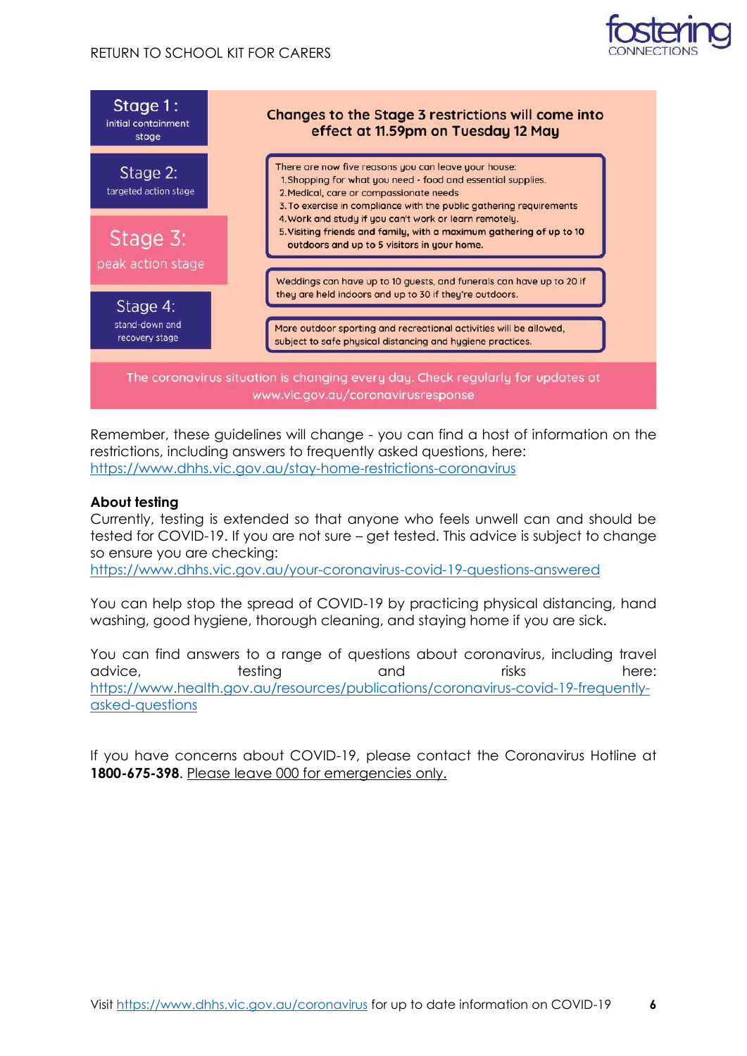**Stage 1:** initial containment stage

**Stage 2:** targeted action stage

**Stage 3:** peak action stage

**Stage 4:** stand-down and recovery stage

**Changes to the Stage 3 restrictions will come into effect at 11.59pm on Tuesday 12 May**

There are now five reasons you can leave your house:

1. Shopping for what you need - food and essential supplies.
2. Medical, care or compassionate needs
3. To exercise in compliance with the public gathering requirements
4. Work and study if you can't work or learn remotely.
5. Visiting friends and family, with a maximum gathering of up to 10 outdoors and up to 5 visitors in your home.

Weddings can have up to 10 guests, and funerals can have up to 20 if they are held indoors and up to 30 if they're outdoors.

More outdoor sporting and recreational activities will be allowed, subject to safe physical distancing and hygiene practices.

The coronavirus situation is changing every day. Check regularly for updates at www.vic.gov.au/coronavirusresponse

Remember, these guidelines will change - you can find a host of information on the restrictions, including answers to frequently asked questions, here: https://www.dhhs.vic.gov.au/stay-home-restrictions-coronavirus

**About testing**

Currently, testing is extended so that anyone who feels unwell can and should be tested for COVID-19. If you are not sure – get tested. This advice is subject to change so ensure you are checking: https://www.dhhs.vic.gov.au/your-coronavirus-covid-19-questions-answered

You can help stop the spread of COVID-19 by practicing physical distancing, hand washing, good hygiene, thorough cleaning, and staying home if you are sick.

You can find answers to a range of questions about coronavirus, including travel advice, testing and risks here: https://www.health.gov.au/resources/publications/coronavirus-covid-19-frequently-asked-questions

If you have concerns about COVID-19, please contact the Coronavirus Hotline at **1800-675-398**. Please leave 000 for emergencies only.

Visit https://www.dhhs.vic.gov.au/coronavirus for up to date information on COVID-19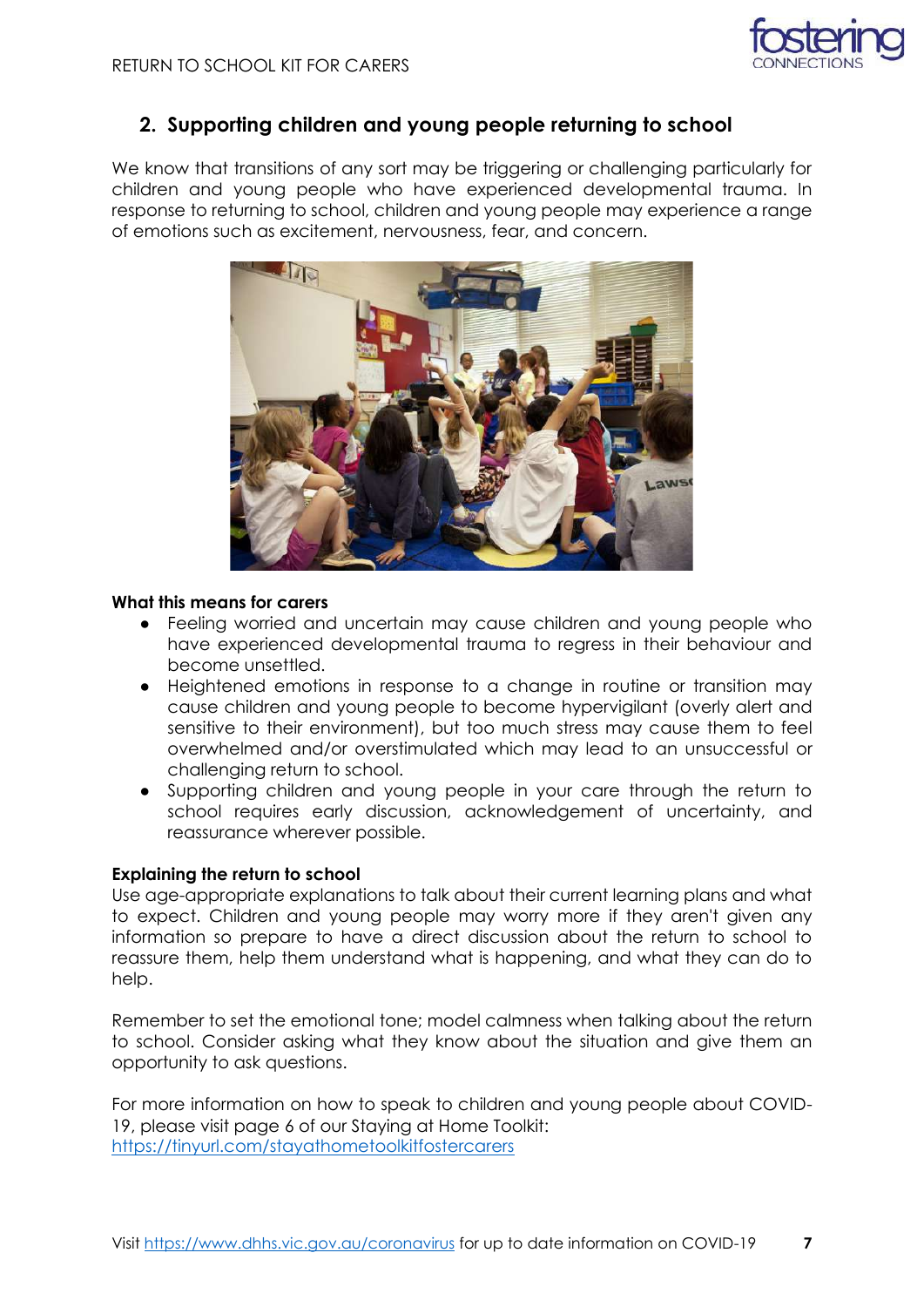## 2. Supporting children and young people returning to school

We know that transitions of any sort may be triggering or challenging particularly for children and young people who have experienced developmental trauma. In response to returning to school, children and young people may experience a range of emotions such as excitement, nervousness, fear, and concern.

**What this means for carers**

- Feeling worried and uncertain may cause children and young people who have experienced developmental trauma to regress in their behaviour and become unsettled.
- Heightened emotions in response to a change in routine or transition may cause children and young people to become hypervigilant (overly alert and sensitive to their environment), but too much stress may cause them to feel overwhelmed and/or overstimulated which may lead to an unsuccessful or challenging return to school.
- Supporting children and young people in your care through the return to school requires early discussion, acknowledgement of uncertainty, and reassurance wherever possible.

**Explaining the return to school**

Use age-appropriate explanations to talk about their current learning plans and what to expect. Children and young people may worry more if they aren't given any information so prepare to have a direct discussion about the return to school to reassure them, help them understand what is happening, and what they can do to help.

Remember to set the emotional tone; model calmness when talking about the return to school. Consider asking what they know about the situation and give them an opportunity to ask questions.

For more information on how to speak to children and young people about COVID-19, please visit page 6 of our Staying at Home Toolkit: https://tinyurl.com/stayathometoolkitfostercarers

Visit https://www.dhhs.vic.gov.au/coronavirus for up to date information on COVID-19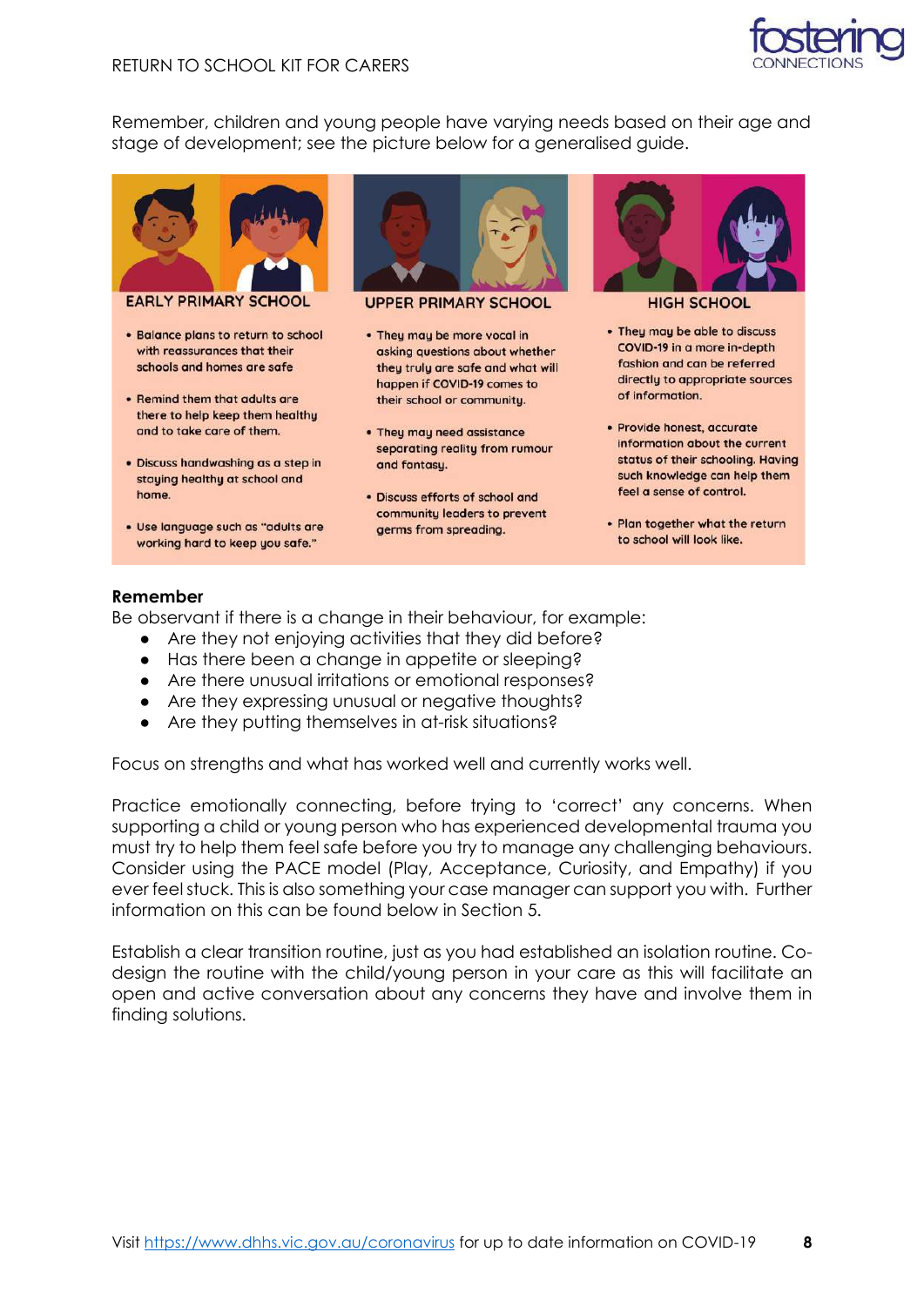Remember, children and young people have varying needs based on their age and stage of development; see the picture below for a generalised guide.

### EARLY PRIMARY SCHOOL

- Balance plans to return to school with reassurances that their schools and homes are safe
- Remind them that adults are there to help keep them healthy and to take care of them.
- Discuss handwashing as a step in staying healthy at school and home.
- Use language such as "adults are working hard to keep you safe."

### UPPER PRIMARY SCHOOL

- They may be more vocal in asking questions about whether they truly are safe and what will happen if COVID-19 comes to their school or community.
- They may need assistance separating reality from rumour and fantasy.
- Discuss efforts of school and community leaders to prevent germs from spreading.

### HIGH SCHOOL

- They may be able to discuss COVID-19 in a more in-depth fashion and can be referred directly to appropriate sources of information.
- Provide honest, accurate information about the current status of their schooling. Having such knowledge can help them feel a sense of control.
- Plan together what the return to school will look like.

**Remember**

Be observant if there is a change in their behaviour, for example:

- Are they not enjoying activities that they did before?
- Has there been a change in appetite or sleeping?
- Are there unusual irritations or emotional responses?
- Are they expressing unusual or negative thoughts?
- Are they putting themselves in at-risk situations?

Focus on strengths and what has worked well and currently works well.

Practice emotionally connecting, before trying to 'correct' any concerns. When supporting a child or young person who has experienced developmental trauma you must try to help them feel safe before you try to manage any challenging behaviours. Consider using the PACE model (Play, Acceptance, Curiosity, and Empathy) if you ever feel stuck. This is also something your case manager can support you with. Further information on this can be found below in Section 5.

Establish a clear transition routine, just as you had established an isolation routine. Co-design the routine with the child/young person in your care as this will facilitate an open and active conversation about any concerns they have and involve them in finding solutions.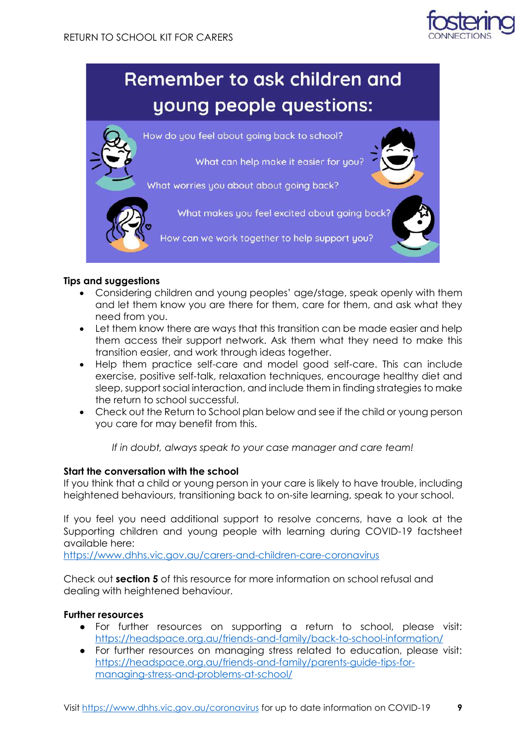## Remember to ask children and young people questions:

How do you feel about going back to school?

What can help make it easier for you?

What worries you about about going back?

What makes you feel excited about going back?

How can we work together to help support you?

**Tips and suggestions**

- Considering children and young peoples' age/stage, speak openly with them and let them know you are there for them, care for them, and ask what they need from you.
- Let them know there are ways that this transition can be made easier and help them access their support network. Ask them what they need to make this transition easier, and work through ideas together.
- Help them practice self-care and model good self-care. This can include exercise, positive self-talk, relaxation techniques, encourage healthy diet and sleep, support social interaction, and include them in finding strategies to make the return to school successful.
- Check out the Return to School plan below and see if the child or young person you care for may benefit from this.

*If in doubt, always speak to your case manager and care team!*

**Start the conversation with the school**

If you think that a child or young person in your care is likely to have trouble, including heightened behaviours, transitioning back to on-site learning, speak to your school.

If you feel you need additional support to resolve concerns, have a look at the Supporting children and young people with learning during COVID-19 factsheet available here:
https://www.dhhs.vic.gov.au/carers-and-children-care-coronavirus

Check out **section 5** of this resource for more information on school refusal and dealing with heightened behaviour.

**Further resources**

- For further resources on supporting a return to school, please visit: https://headspace.org.au/friends-and-family/back-to-school-information/
- For further resources on managing stress related to education, please visit: https://headspace.org.au/friends-and-family/parents-guide-tips-for-managing-stress-and-problems-at-school/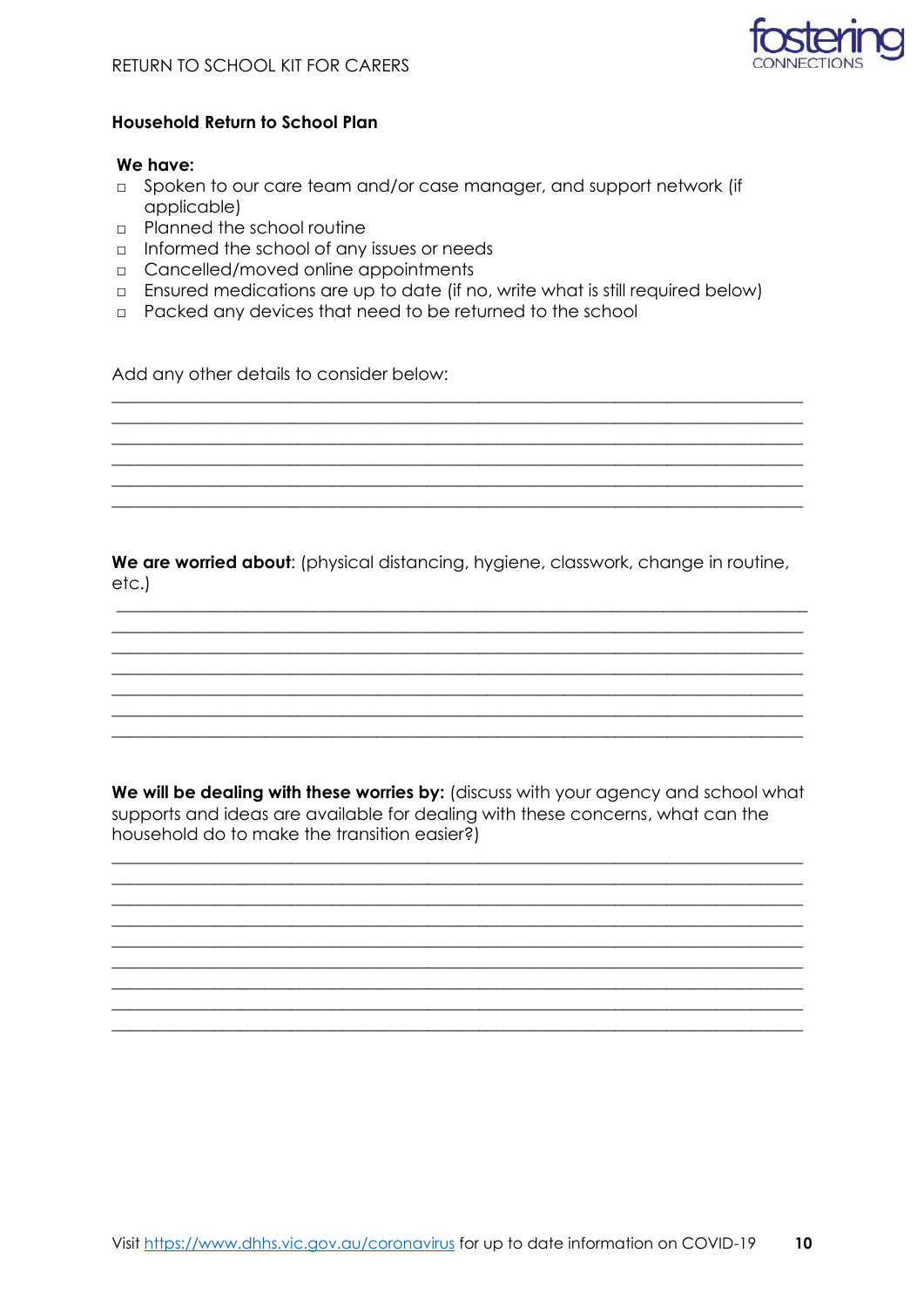## Household Return to School Plan

**We have:**

- ☐ Spoken to our care team and/or case manager, and support network (if applicable)
- ☐ Planned the school routine
- ☐ Informed the school of any issues or needs
- ☐ Cancelled/moved online appointments
- ☐ Ensured medications are up to date (if no, write what is still required below)
- ☐ Packed any devices that need to be returned to the school

Add any other details to consider below:

______________________________________________________________________________
______________________________________________________________________________
______________________________________________________________________________
______________________________________________________________________________
______________________________________________________________________________
______________________________________________________________________________

**We are worried about**: (physical distancing, hygiene, classwork, change in routine, etc.)

______________________________________________________________________________
______________________________________________________________________________
______________________________________________________________________________
______________________________________________________________________________
______________________________________________________________________________
______________________________________________________________________________
______________________________________________________________________________

**We will be dealing with these worries by:** (discuss with your agency and school what supports and ideas are available for dealing with these concerns, what can the household do to make the transition easier?)

______________________________________________________________________________
______________________________________________________________________________
______________________________________________________________________________
______________________________________________________________________________
______________________________________________________________________________
______________________________________________________________________________
______________________________________________________________________________
______________________________________________________________________________
______________________________________________________________________________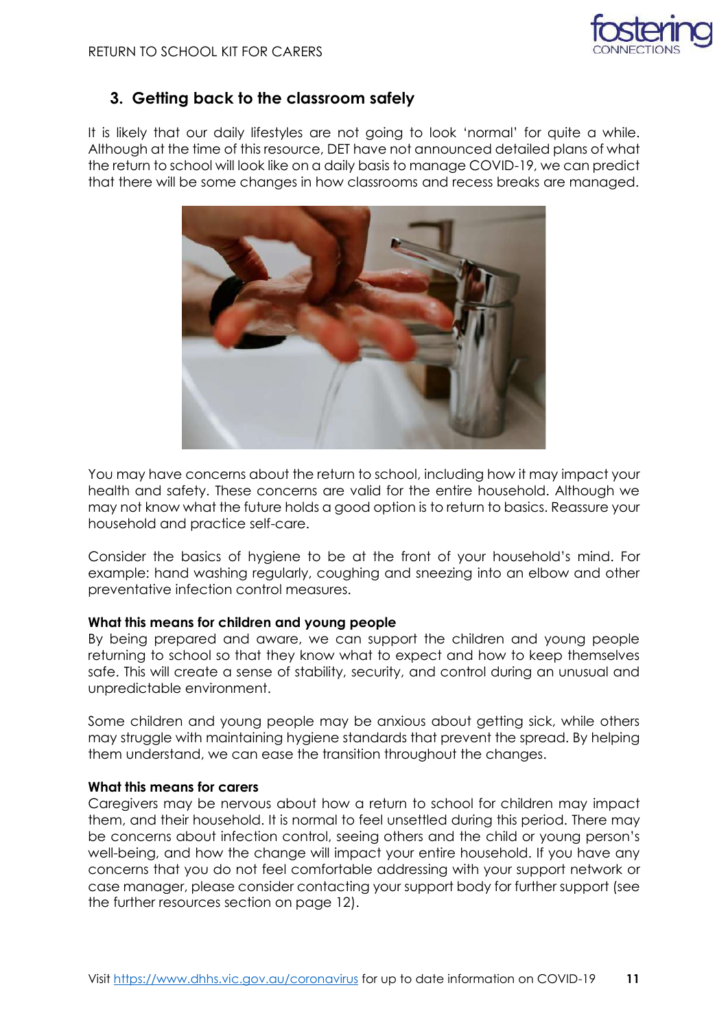## 3. Getting back to the classroom safely

It is likely that our daily lifestyles are not going to look 'normal' for quite a while. Although at the time of this resource, DET have not announced detailed plans of what the return to school will look like on a daily basis to manage COVID-19, we can predict that there will be some changes in how classrooms and recess breaks are managed.

You may have concerns about the return to school, including how it may impact your health and safety. These concerns are valid for the entire household. Although we may not know what the future holds a good option is to return to basics. Reassure your household and practice self-care.

Consider the basics of hygiene to be at the front of your household's mind. For example: hand washing regularly, coughing and sneezing into an elbow and other preventative infection control measures.

**What this means for children and young people**

By being prepared and aware, we can support the children and young people returning to school so that they know what to expect and how to keep themselves safe. This will create a sense of stability, security, and control during an unusual and unpredictable environment.

Some children and young people may be anxious about getting sick, while others may struggle with maintaining hygiene standards that prevent the spread. By helping them understand, we can ease the transition throughout the changes.

**What this means for carers**

Caregivers may be nervous about how a return to school for children may impact them, and their household. It is normal to feel unsettled during this period. There may be concerns about infection control, seeing others and the child or young person's well-being, and how the change will impact your entire household. If you have any concerns that you do not feel comfortable addressing with your support network or case manager, please consider contacting your support body for further support (see the further resources section on page 12).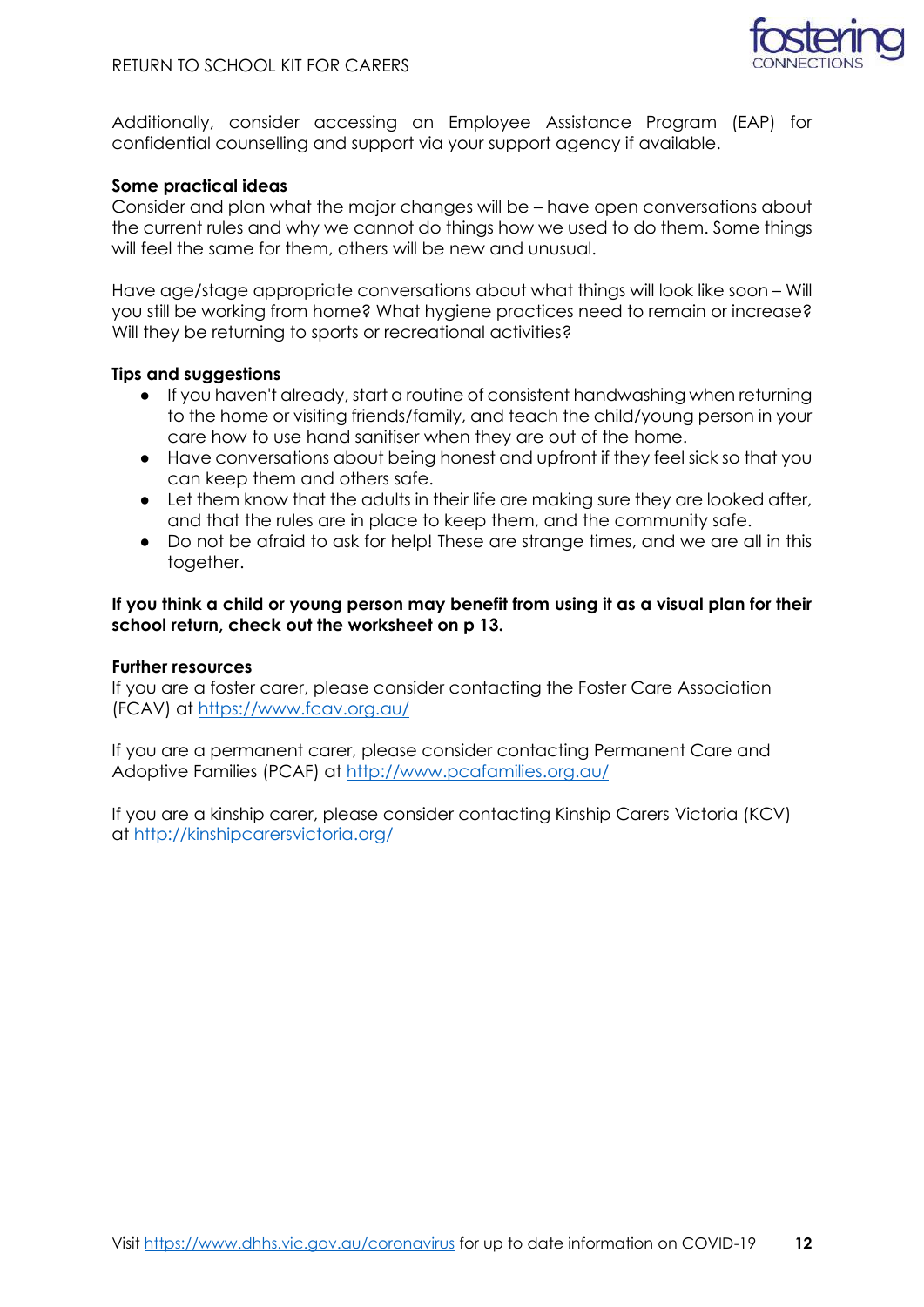Additionally, consider accessing an Employee Assistance Program (EAP) for confidential counselling and support via your support agency if available.

**Some practical ideas**

Consider and plan what the major changes will be – have open conversations about the current rules and why we cannot do things how we used to do them. Some things will feel the same for them, others will be new and unusual.

Have age/stage appropriate conversations about what things will look like soon – Will you still be working from home? What hygiene practices need to remain or increase? Will they be returning to sports or recreational activities?

**Tips and suggestions**

- If you haven't already, start a routine of consistent handwashing when returning to the home or visiting friends/family, and teach the child/young person in your care how to use hand sanitiser when they are out of the home.
- Have conversations about being honest and upfront if they feel sick so that you can keep them and others safe.
- Let them know that the adults in their life are making sure they are looked after, and that the rules are in place to keep them, and the community safe.
- Do not be afraid to ask for help! These are strange times, and we are all in this together.

**If you think a child or young person may benefit from using it as a visual plan for their school return, check out the worksheet on p 13.**

**Further resources**

If you are a foster carer, please consider contacting the Foster Care Association (FCAV) at https://www.fcav.org.au/

If you are a permanent carer, please consider contacting Permanent Care and Adoptive Families (PCAF) at http://www.pcafamilies.org.au/

If you are a kinship carer, please consider contacting Kinship Carers Victoria (KCV) at http://kinshipcarersvictoria.org/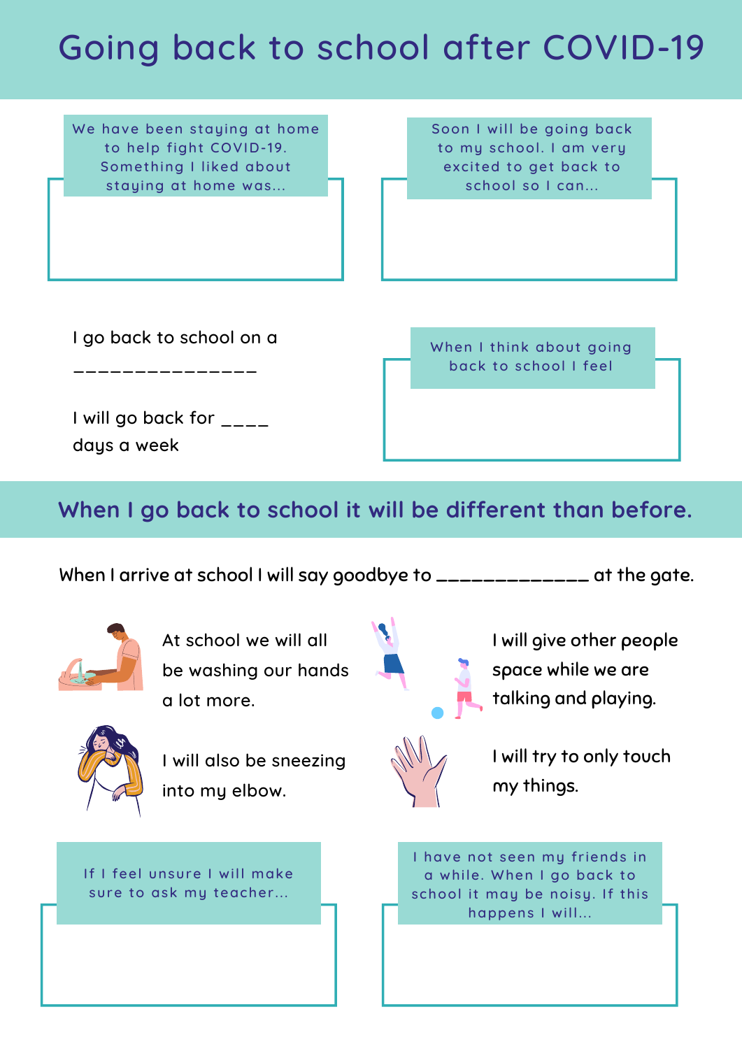# Going back to school after COVID-19

We have been staying at home to help fight COVID-19. Something I liked about staying at home was...

Soon I will be going back to my school. I am very excited to get back to school so I can...

I go back to school on a _______________

I will go back for ____ days a week

When I think about going back to school I feel

## When I go back to school it will be different than before.

When I arrive at school I will say goodbye to _____________ at the gate.

At school we will all be washing our hands a lot more.

I will give other people space while we are talking and playing.

I will also be sneezing into my elbow.

I will try to only touch my things.

If I feel unsure I will make sure to ask my teacher...

I have not seen my friends in a while. When I go back to school it may be noisy. If this happens I will...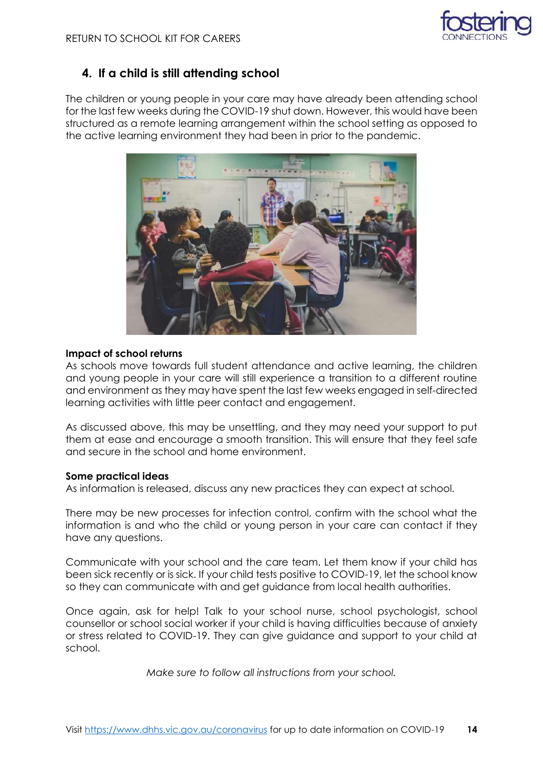## 4. If a child is still attending school

The children or young people in your care may have already been attending school for the last few weeks during the COVID-19 shut down. However, this would have been structured as a remote learning arrangement within the school setting as opposed to the active learning environment they had been in prior to the pandemic.

**Impact of school returns**

As schools move towards full student attendance and active learning, the children and young people in your care will still experience a transition to a different routine and environment as they may have spent the last few weeks engaged in self-directed learning activities with little peer contact and engagement.

As discussed above, this may be unsettling, and they may need your support to put them at ease and encourage a smooth transition. This will ensure that they feel safe and secure in the school and home environment.

**Some practical ideas**

As information is released, discuss any new practices they can expect at school.

There may be new processes for infection control, confirm with the school what the information is and who the child or young person in your care can contact if they have any questions.

Communicate with your school and the care team. Let them know if your child has been sick recently or is sick. If your child tests positive to COVID-19, let the school know so they can communicate with and get guidance from local health authorities.

Once again, ask for help! Talk to your school nurse, school psychologist, school counsellor or school social worker if your child is having difficulties because of anxiety or stress related to COVID-19. They can give guidance and support to your child at school.

*Make sure to follow all instructions from your school.*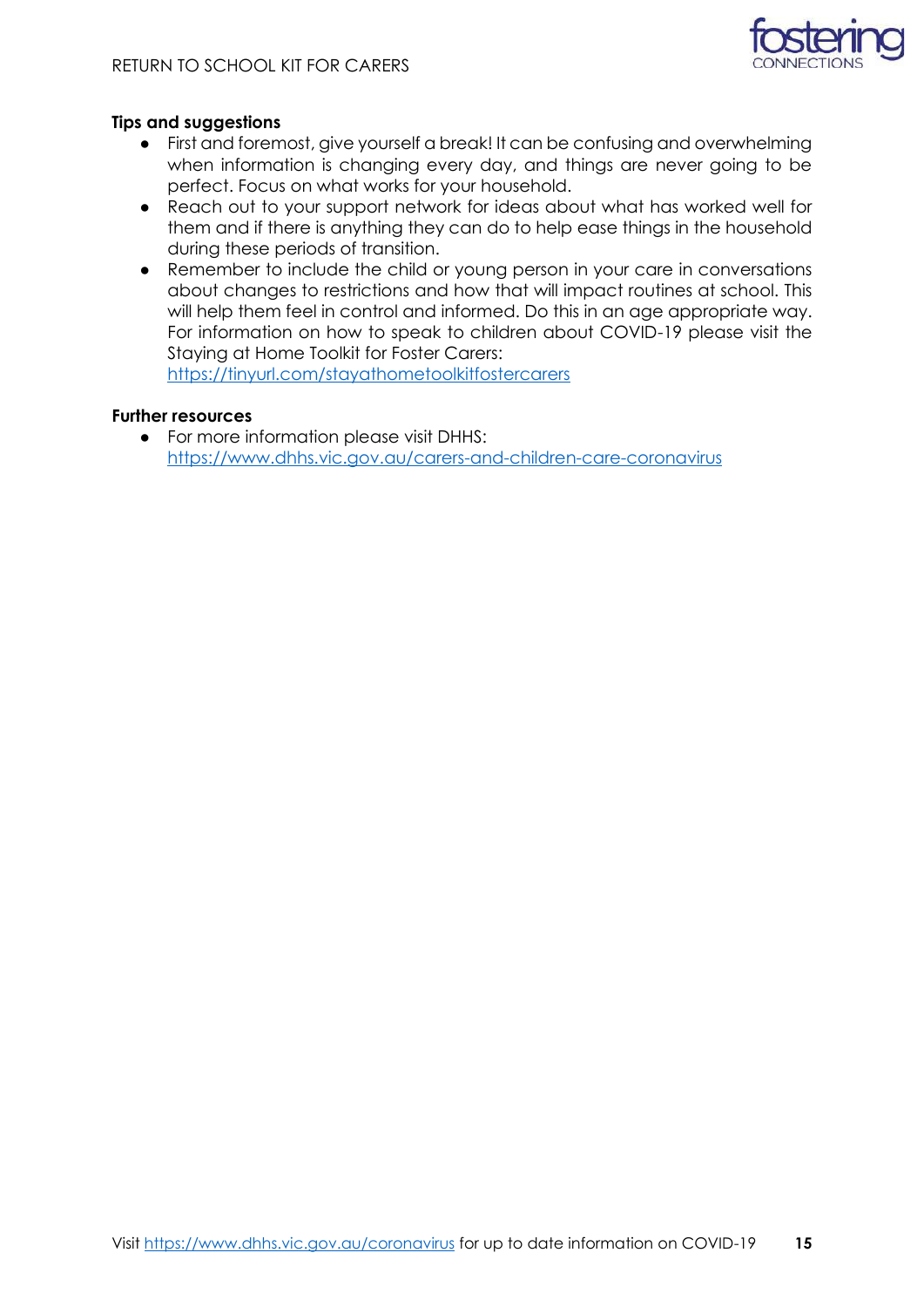**Tips and suggestions**

- First and foremost, give yourself a break! It can be confusing and overwhelming when information is changing every day, and things are never going to be perfect. Focus on what works for your household.
- Reach out to your support network for ideas about what has worked well for them and if there is anything they can do to help ease things in the household during these periods of transition.
- Remember to include the child or young person in your care in conversations about changes to restrictions and how that will impact routines at school. This will help them feel in control and informed. Do this in an age appropriate way. For information on how to speak to children about COVID-19 please visit the Staying at Home Toolkit for Foster Carers: https://tinyurl.com/stayathometoolkitfostercarers

**Further resources**

- For more information please visit DHHS: https://www.dhhs.vic.gov.au/carers-and-children-care-coronavirus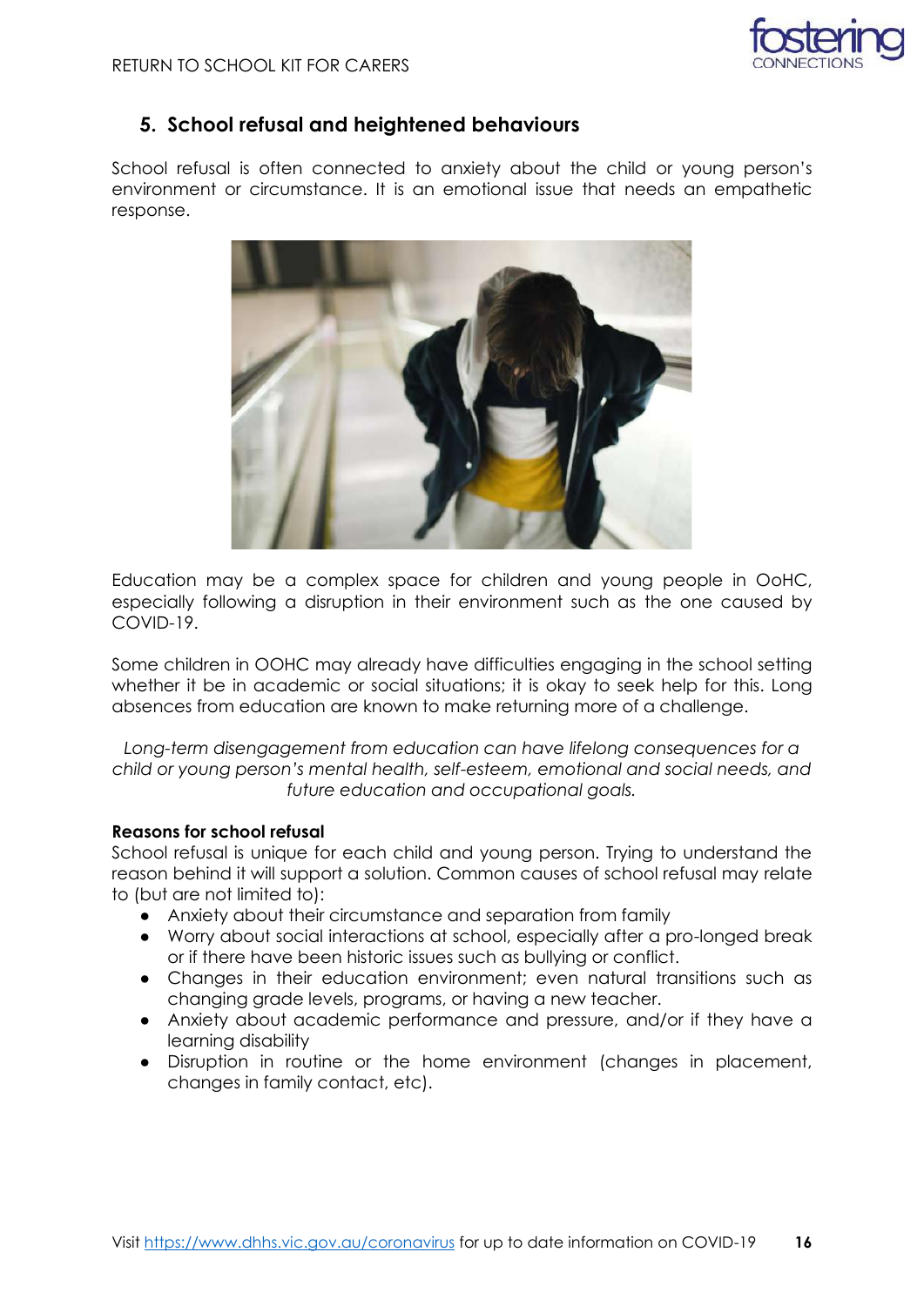## 5. School refusal and heightened behaviours

School refusal is often connected to anxiety about the child or young person's environment or circumstance. It is an emotional issue that needs an empathetic response.

Education may be a complex space for children and young people in OoHC, especially following a disruption in their environment such as the one caused by COVID-19.

Some children in OOHC may already have difficulties engaging in the school setting whether it be in academic or social situations; it is okay to seek help for this. Long absences from education are known to make returning more of a challenge.

*Long-term disengagement from education can have lifelong consequences for a child or young person's mental health, self-esteem, emotional and social needs, and future education and occupational goals.*

**Reasons for school refusal**

School refusal is unique for each child and young person. Trying to understand the reason behind it will support a solution. Common causes of school refusal may relate to (but are not limited to):

- Anxiety about their circumstance and separation from family
- Worry about social interactions at school, especially after a pro-longed break or if there have been historic issues such as bullying or conflict.
- Changes in their education environment; even natural transitions such as changing grade levels, programs, or having a new teacher.
- Anxiety about academic performance and pressure, and/or if they have a learning disability
- Disruption in routine or the home environment (changes in placement, changes in family contact, etc).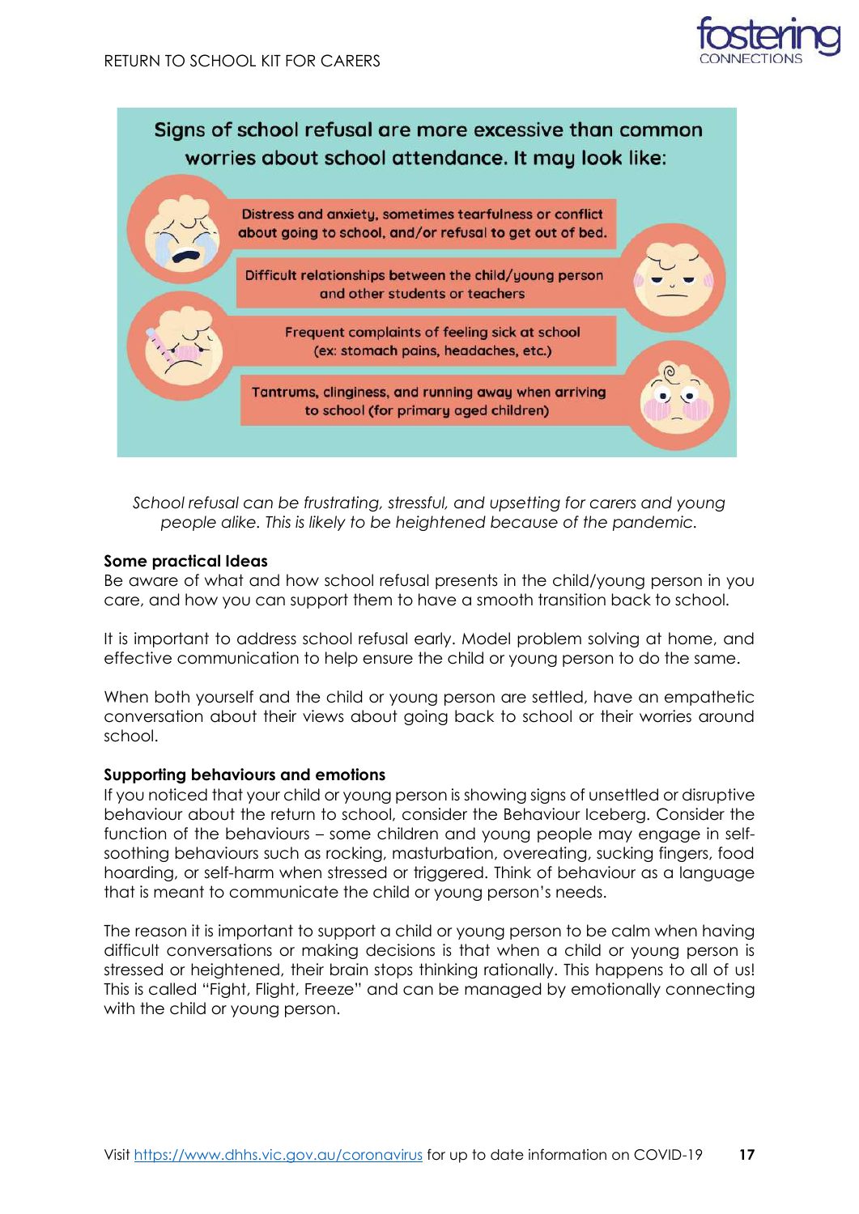## Signs of school refusal are more excessive than common worries about school attendance. It may look like:

- Distress and anxiety, sometimes tearfulness or conflict about going to school, and/or refusal to get out of bed.
- Difficult relationships between the child/young person and other students or teachers
- Frequent complaints of feeling sick at school (ex: stomach pains, headaches, etc.)
- Tantrums, clinginess, and running away when arriving to school (for primary aged children)

*School refusal can be frustrating, stressful, and upsetting for carers and young people alike. This is likely to be heightened because of the pandemic.*

**Some practical Ideas**

Be aware of what and how school refusal presents in the child/young person in you care, and how you can support them to have a smooth transition back to school.

It is important to address school refusal early. Model problem solving at home, and effective communication to help ensure the child or young person to do the same.

When both yourself and the child or young person are settled, have an empathetic conversation about their views about going back to school or their worries around school.

**Supporting behaviours and emotions**

If you noticed that your child or young person is showing signs of unsettled or disruptive behaviour about the return to school, consider the Behaviour Iceberg. Consider the function of the behaviours – some children and young people may engage in self-soothing behaviours such as rocking, masturbation, overeating, sucking fingers, food hoarding, or self-harm when stressed or triggered. Think of behaviour as a language that is meant to communicate the child or young person's needs.

The reason it is important to support a child or young person to be calm when having difficult conversations or making decisions is that when a child or young person is stressed or heightened, their brain stops thinking rationally. This happens to all of us! This is called "Fight, Flight, Freeze" and can be managed by emotionally connecting with the child or young person.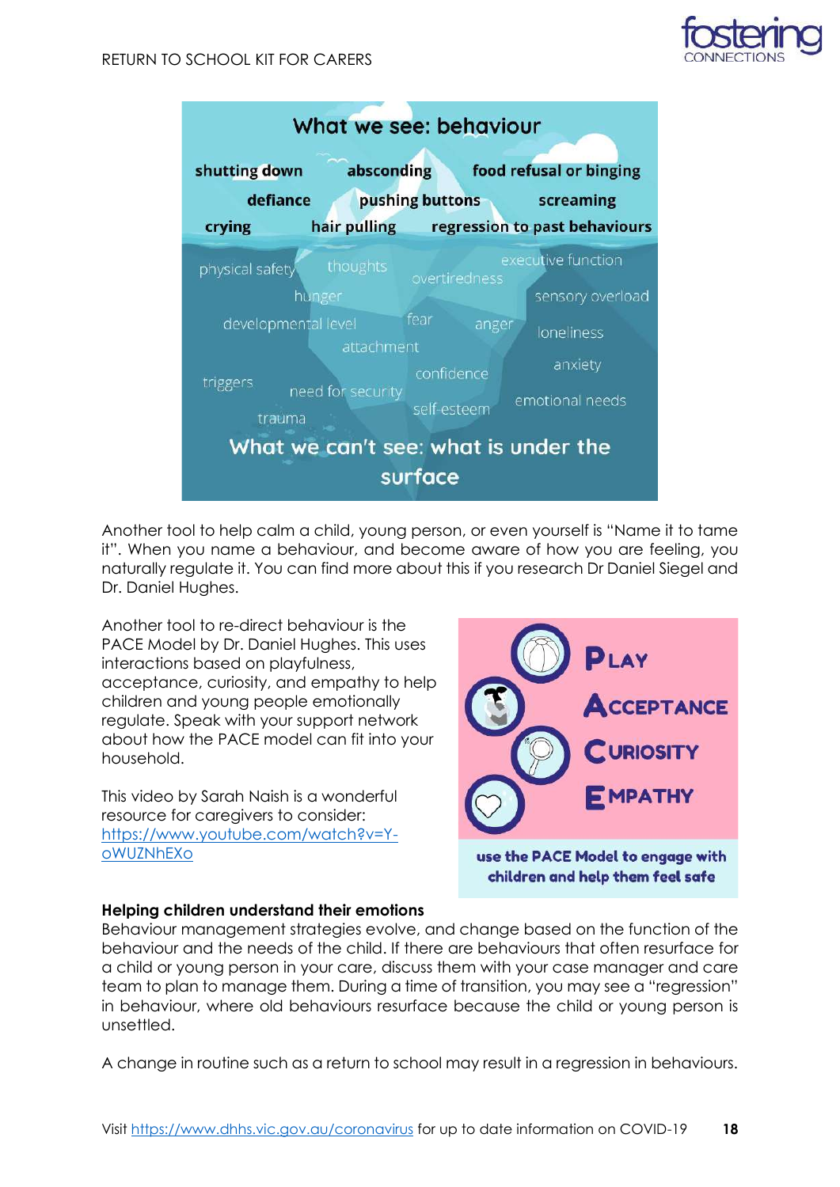What we see: behaviour

shutting down absconding food refusal or binging
defiance pushing buttons screaming
crying hair pulling regression to past behaviours

physical safety thoughts overtiredness executive function
hunger sensory overload
developmental level fear anger loneliness
attachment
confidence anxiety
triggers need for security
self-esteem emotional needs
trauma

What we can't see: what is under the surface

Another tool to help calm a child, young person, or even yourself is "Name it to tame it". When you name a behaviour, and become aware of how you are feeling, you naturally regulate it. You can find more about this if you research Dr Daniel Siegel and Dr. Daniel Hughes.

Another tool to re-direct behaviour is the PACE Model by Dr. Daniel Hughes. This uses interactions based on playfulness, acceptance, curiosity, and empathy to help children and young people emotionally regulate. Speak with your support network about how the PACE model can fit into your household.

**P**LAY
**A**CCEPTANCE
**C**URIOSITY
**E**MPATHY

use the PACE Model to engage with children and help them feel safe

This video by Sarah Naish is a wonderful resource for caregivers to consider: [https://www.youtube.com/watch?v=Y-oWUZNhEXo](https://www.youtube.com/watch?v=Y-oWUZNhEXo)

**Helping children understand their emotions**

Behaviour management strategies evolve, and change based on the function of the behaviour and the needs of the child. If there are behaviours that often resurface for a child or young person in your care, discuss them with your case manager and care team to plan to manage them. During a time of transition, you may see a "regression" in behaviour, where old behaviours resurface because the child or young person is unsettled.

A change in routine such as a return to school may result in a regression in behaviours.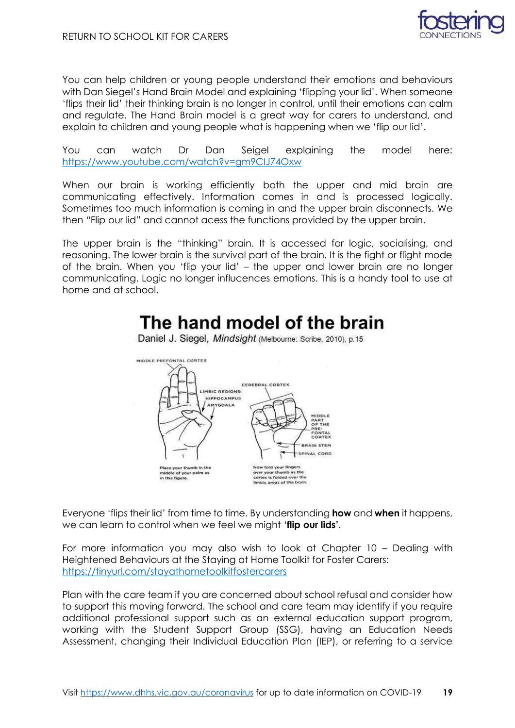You can help children or young people understand their emotions and behaviours with Dan Siegel's Hand Brain Model and explaining 'flipping your lid'. When someone 'flips their lid' their thinking brain is no longer in control, until their emotions can calm and regulate. The Hand Brain model is a great way for carers to understand, and explain to children and young people what is happening when we 'flip our lid'.

You can watch Dr Dan Seigel explaining the model here: https://www.youtube.com/watch?v=gm9CIJ74Oxw

When our brain is working efficiently both the upper and mid brain are communicating effectively. Information comes in and is processed logically. Sometimes too much information is coming in and the upper brain disconnects. We then "Flip our lid" and cannot acess the functions provided by the upper brain.

The upper brain is the "thinking" brain. It is accessed for logic, socialising, and reasoning. The lower brain is the survival part of the brain. It is the fight or flight mode of the brain. When you 'flip your lid' – the upper and lower brain are no longer communicating. Logic no longer influcences emotions. This is a handy tool to use at home and at school.

## The hand model of the brain

Daniel J. Siegel, *Mindsight* (Melbourne: Scribe, 2010), p.15

MIDDLE PREFONTAL CORTEX

LIMBIC REGIONS: HIPPOCAMPUS AMYGDALA

CEREBRAL CORTEX

MIDDLE PART OF THE PRE-FONTAL CORTEX

BRAIN STEM

SPINAL CORD

Place your thumb in the middle of your palm as in this figure.

Now fold your fingers over your thumb as the cortex is folded over the limbic areas of the brain.

Everyone 'flips their lid' from time to time. By understanding **how** and **when** it happens, we can learn to control when we feel we might '**flip our lids**'.

For more information you may also wish to look at Chapter 10 – Dealing with Heightened Behaviours at the Staying at Home Toolkit for Foster Carers: https://tinyurl.com/stayathometoolkitfostercarers

Plan with the care team if you are concerned about school refusal and consider how to support this moving forward. The school and care team may identify if you require additional professional support such as an external education support program, working with the Student Support Group (SSG), having an Education Needs Assessment, changing their Individual Education Plan (IEP), or referring to a service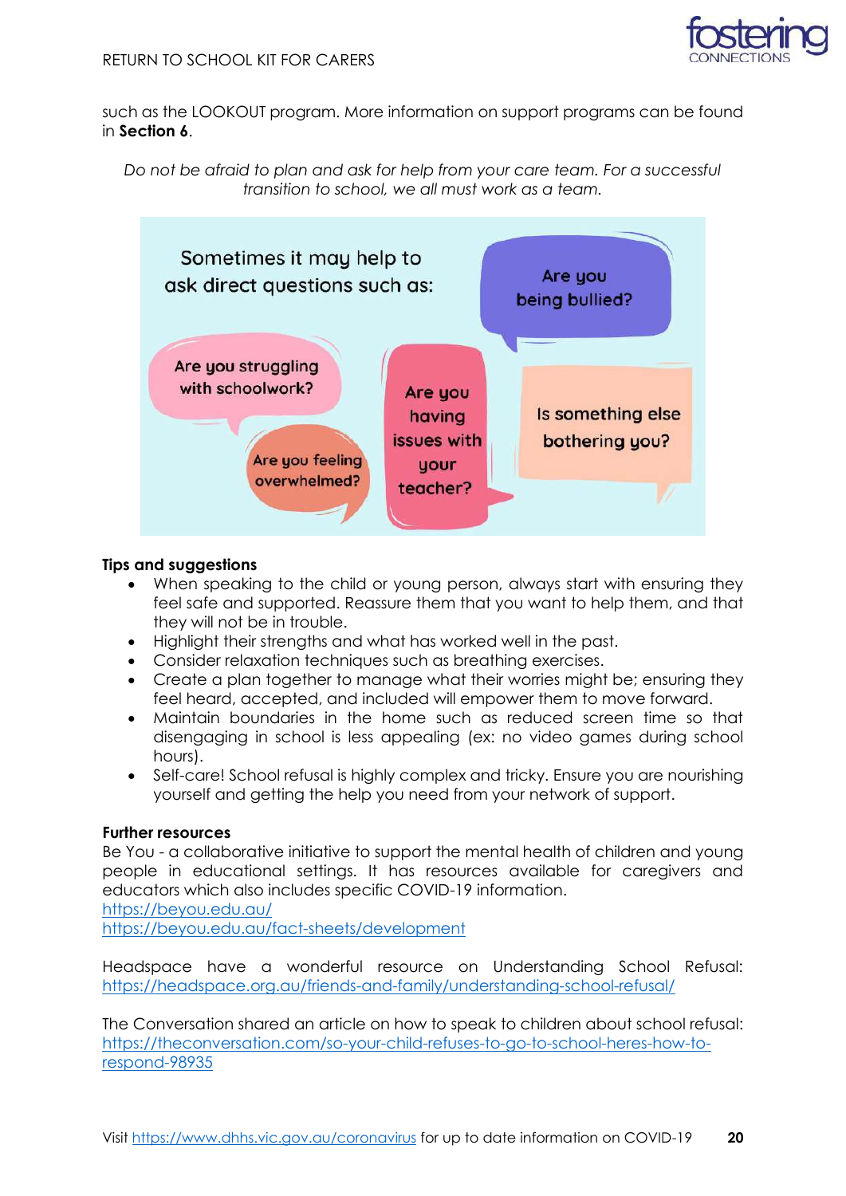such as the LOOKOUT program. More information on support programs can be found in **Section 6**.

*Do not be afraid to plan and ask for help from your care team. For a successful transition to school, we all must work as a team.*

Sometimes it may help to ask direct questions such as:

- Are you being bullied?
- Are you struggling with schoolwork?
- Are you having issues with your teacher?
- Is something else bothering you?
- Are you feeling overwhelmed?

**Tips and suggestions**

- When speaking to the child or young person, always start with ensuring they feel safe and supported. Reassure them that you want to help them, and that they will not be in trouble.
- Highlight their strengths and what has worked well in the past.
- Consider relaxation techniques such as breathing exercises.
- Create a plan together to manage what their worries might be; ensuring they feel heard, accepted, and included will empower them to move forward.
- Maintain boundaries in the home such as reduced screen time so that disengaging in school is less appealing (ex: no video games during school hours).
- Self-care! School refusal is highly complex and tricky. Ensure you are nourishing yourself and getting the help you need from your network of support.

**Further resources**

Be You - a collaborative initiative to support the mental health of children and young people in educational settings. It has resources available for caregivers and educators which also includes specific COVID-19 information.
https://beyou.edu.au/
https://beyou.edu.au/fact-sheets/development

Headspace have a wonderful resource on Understanding School Refusal: https://headspace.org.au/friends-and-family/understanding-school-refusal/

The Conversation shared an article on how to speak to children about school refusal: https://theconversation.com/so-your-child-refuses-to-go-to-school-heres-how-to-respond-98935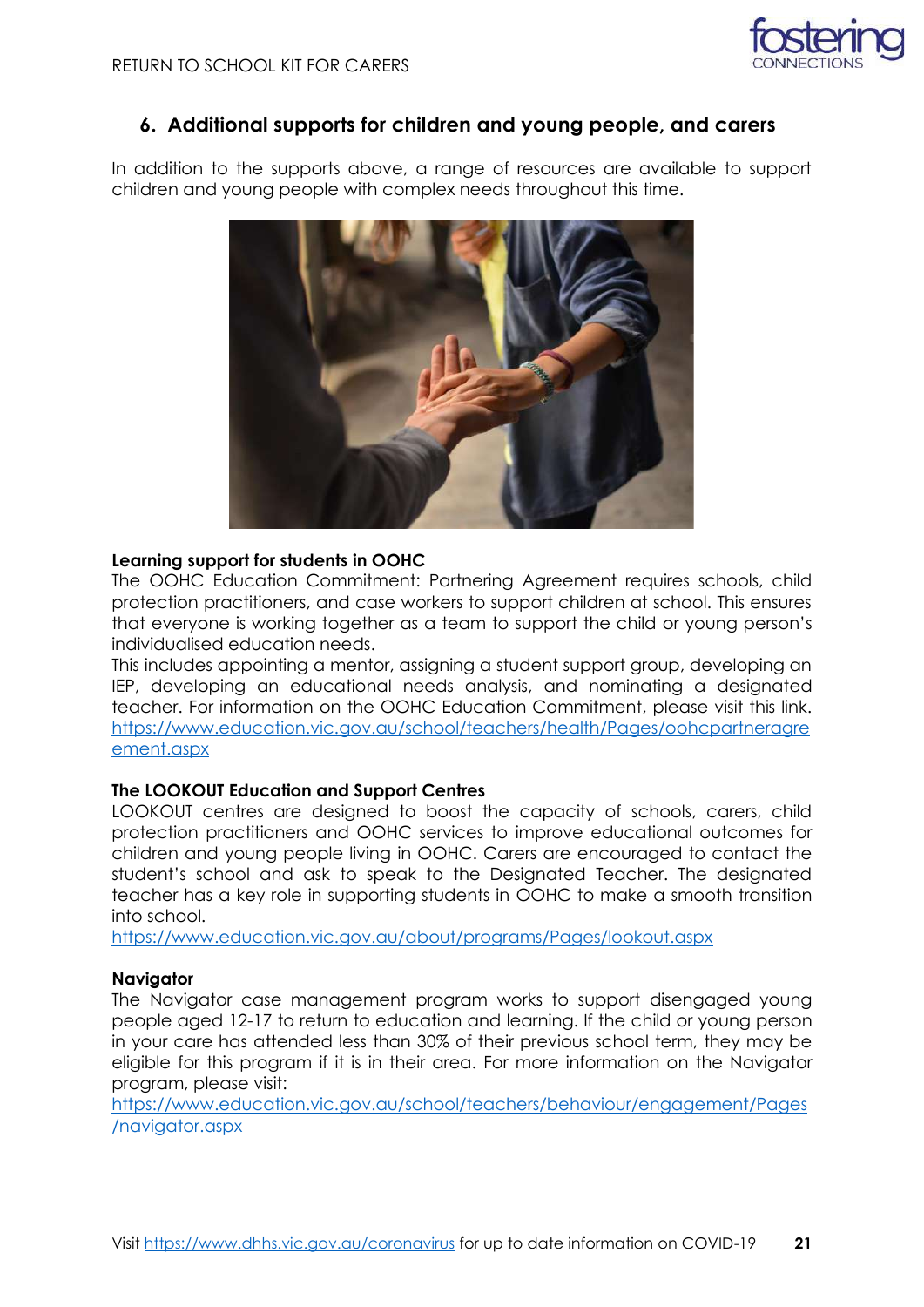## 6. Additional supports for children and young people, and carers

In addition to the supports above, a range of resources are available to support children and young people with complex needs throughout this time.

**Learning support for students in OOHC**

The OOHC Education Commitment: Partnering Agreement requires schools, child protection practitioners, and case workers to support children at school. This ensures that everyone is working together as a team to support the child or young person's individualised education needs.

This includes appointing a mentor, assigning a student support group, developing an IEP, developing an educational needs analysis, and nominating a designated teacher. For information on the OOHC Education Commitment, please visit this link. https://www.education.vic.gov.au/school/teachers/health/Pages/oohcpartneragreement.aspx

**The LOOKOUT Education and Support Centres**

LOOKOUT centres are designed to boost the capacity of schools, carers, child protection practitioners and OOHC services to improve educational outcomes for children and young people living in OOHC. Carers are encouraged to contact the student's school and ask to speak to the Designated Teacher. The designated teacher has a key role in supporting students in OOHC to make a smooth transition into school.

https://www.education.vic.gov.au/about/programs/Pages/lookout.aspx

**Navigator**

The Navigator case management program works to support disengaged young people aged 12-17 to return to education and learning. If the child or young person in your care has attended less than 30% of their previous school term, they may be eligible for this program if it is in their area. For more information on the Navigator program, please visit:

https://www.education.vic.gov.au/school/teachers/behaviour/engagement/Pages/navigator.aspx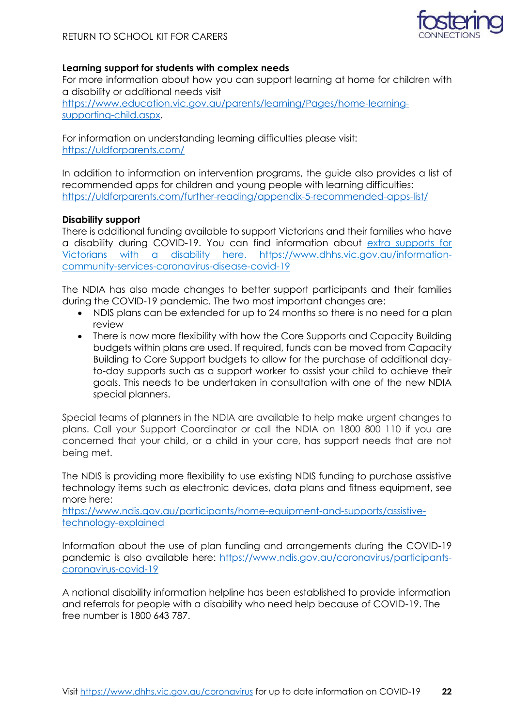**Learning support for students with complex needs**

For more information about how you can support learning at home for children with a disability or additional needs visit https://www.education.vic.gov.au/parents/learning/Pages/home-learning-supporting-child.aspx.

For information on understanding learning difficulties please visit: https://uldforparents.com/

In addition to information on intervention programs, the guide also provides a list of recommended apps for children and young people with learning difficulties: https://uldforparents.com/further-reading/appendix-5-recommended-apps-list/

**Disability support**

There is additional funding available to support Victorians and their families who have a disability during COVID-19. You can find information about extra supports for Victorians with a disability here. https://www.dhhs.vic.gov.au/information-community-services-coronavirus-disease-covid-19

The NDIA has also made changes to better support participants and their families during the COVID-19 pandemic. The two most important changes are:

- NDIS plans can be extended for up to 24 months so there is no need for a plan review
- There is now more flexibility with how the Core Supports and Capacity Building budgets within plans are used. If required, funds can be moved from Capacity Building to Core Support budgets to allow for the purchase of additional day-to-day supports such as a support worker to assist your child to achieve their goals. This needs to be undertaken in consultation with one of the new NDIA special planners.

Special teams of planners in the NDIA are available to help make urgent changes to plans. Call your Support Coordinator or call the NDIA on 1800 800 110 if you are concerned that your child, or a child in your care, has support needs that are not being met.

The NDIS is providing more flexibility to use existing NDIS funding to purchase assistive technology items such as electronic devices, data plans and fitness equipment, see more here: https://www.ndis.gov.au/participants/home-equipment-and-supports/assistive-technology-explained

Information about the use of plan funding and arrangements during the COVID-19 pandemic is also available here: https://www.ndis.gov.au/coronavirus/participants-coronavirus-covid-19

A national disability information helpline has been established to provide information and referrals for people with a disability who need help because of COVID-19. The free number is 1800 643 787.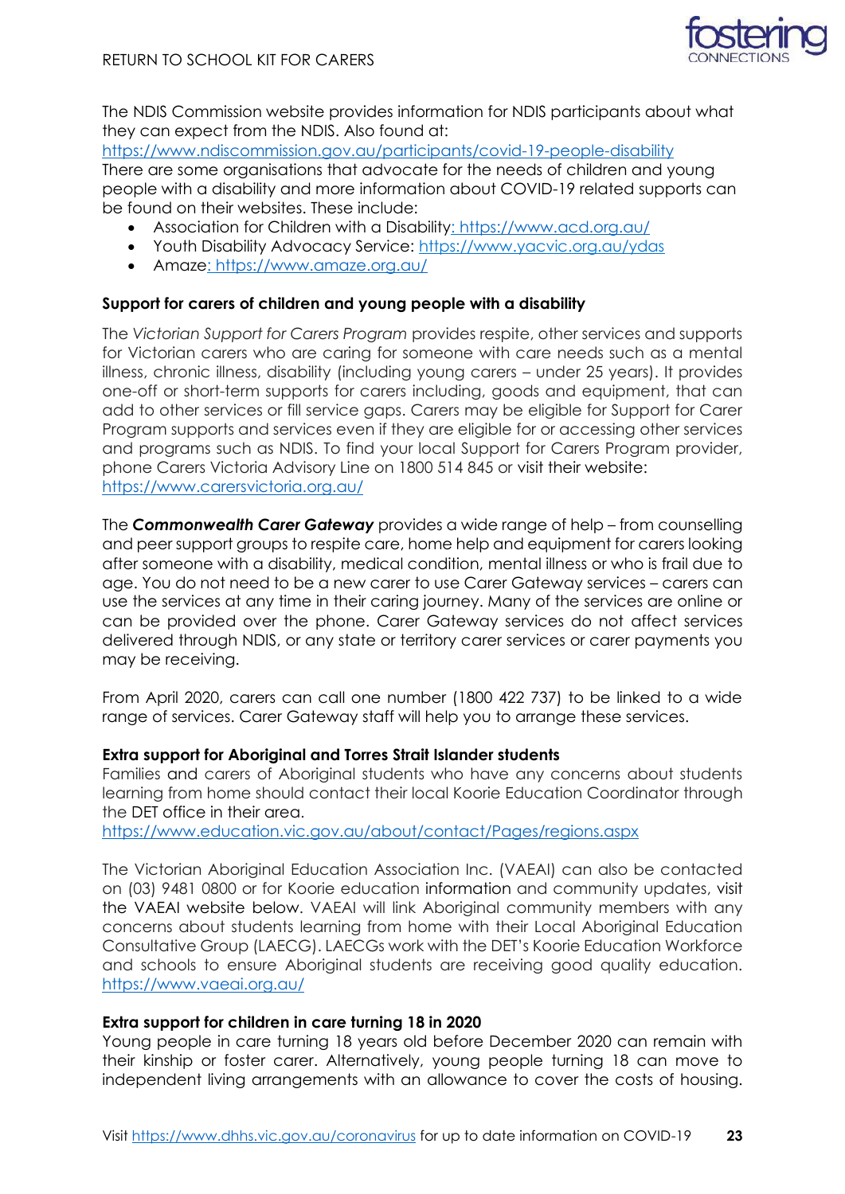The NDIS Commission website provides information for NDIS participants about what they can expect from the NDIS. Also found at: https://www.ndiscommission.gov.au/participants/covid-19-people-disability

There are some organisations that advocate for the needs of children and young people with a disability and more information about COVID-19 related supports can be found on their websites. These include:

- Association for Children with a Disability: https://www.acd.org.au/
- Youth Disability Advocacy Service: https://www.yacvic.org.au/ydas
- Amaze: https://www.amaze.org.au/

**Support for carers of children and young people with a disability**

The *Victorian Support for Carers Program* provides respite, other services and supports for Victorian carers who are caring for someone with care needs such as a mental illness, chronic illness, disability (including young carers – under 25 years). It provides one-off or short-term supports for carers including, goods and equipment, that can add to other services or fill service gaps. Carers may be eligible for Support for Carer Program supports and services even if they are eligible for or accessing other services and programs such as NDIS. To find your local Support for Carers Program provider, phone Carers Victoria Advisory Line on 1800 514 845 or visit their website: https://www.carersvictoria.org.au/

The ***Commonwealth Carer Gateway*** provides a wide range of help – from counselling and peer support groups to respite care, home help and equipment for carers looking after someone with a disability, medical condition, mental illness or who is frail due to age. You do not need to be a new carer to use Carer Gateway services – carers can use the services at any time in their caring journey. Many of the services are online or can be provided over the phone. Carer Gateway services do not affect services delivered through NDIS, or any state or territory carer services or carer payments you may be receiving.

From April 2020, carers can call one number (1800 422 737) to be linked to a wide range of services. Carer Gateway staff will help you to arrange these services.

**Extra support for Aboriginal and Torres Strait Islander students**

Families and carers of Aboriginal students who have any concerns about students learning from home should contact their local Koorie Education Coordinator through the DET office in their area.
https://www.education.vic.gov.au/about/contact/Pages/regions.aspx

The Victorian Aboriginal Education Association Inc. (VAEAI) can also be contacted on (03) 9481 0800 or for Koorie education information and community updates, visit the VAEAI website below. VAEAI will link Aboriginal community members with any concerns about students learning from home with their Local Aboriginal Education Consultative Group (LAECG). LAECGs work with the DET's Koorie Education Workforce and schools to ensure Aboriginal students are receiving good quality education. https://www.vaeai.org.au/

**Extra support for children in care turning 18 in 2020**

Young people in care turning 18 years old before December 2020 can remain with their kinship or foster carer. Alternatively, young people turning 18 can move to independent living arrangements with an allowance to cover the costs of housing.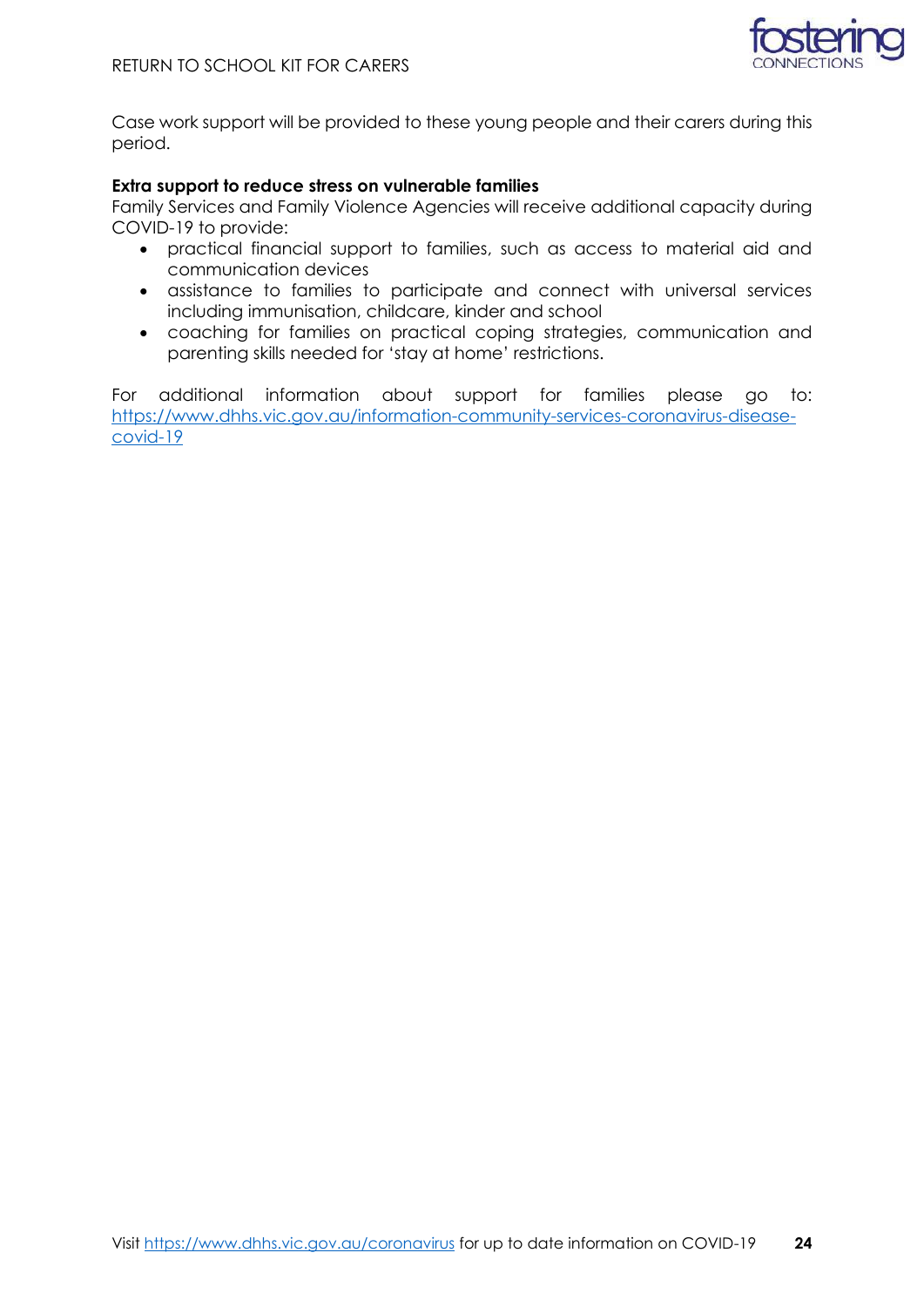Case work support will be provided to these young people and their carers during this period.

**Extra support to reduce stress on vulnerable families**

Family Services and Family Violence Agencies will receive additional capacity during COVID-19 to provide:

- practical financial support to families, such as access to material aid and communication devices
- assistance to families to participate and connect with universal services including immunisation, childcare, kinder and school
- coaching for families on practical coping strategies, communication and parenting skills needed for 'stay at home' restrictions.

For additional information about support for families please go to: https://www.dhhs.vic.gov.au/information-community-services-coronavirus-disease-covid-19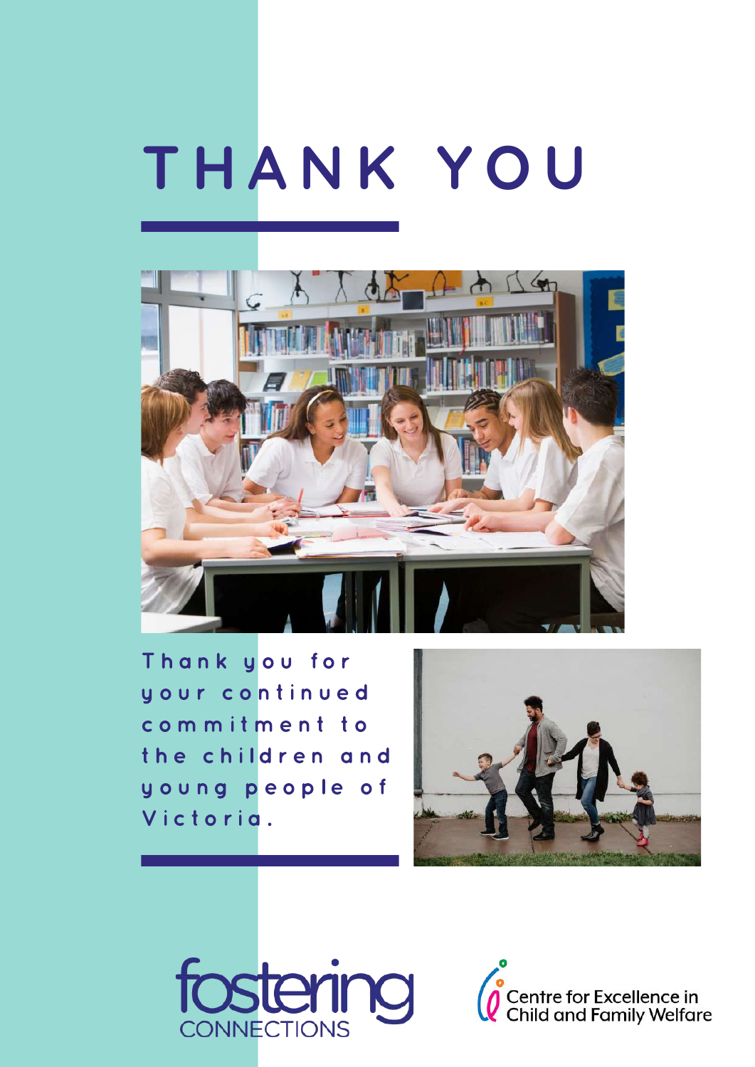# THANK YOU

Thank you for your continued commitment to the children and young people of Victoria.

fostering CONNECTIONS

Centre for Excellence in Child and Family Welfare